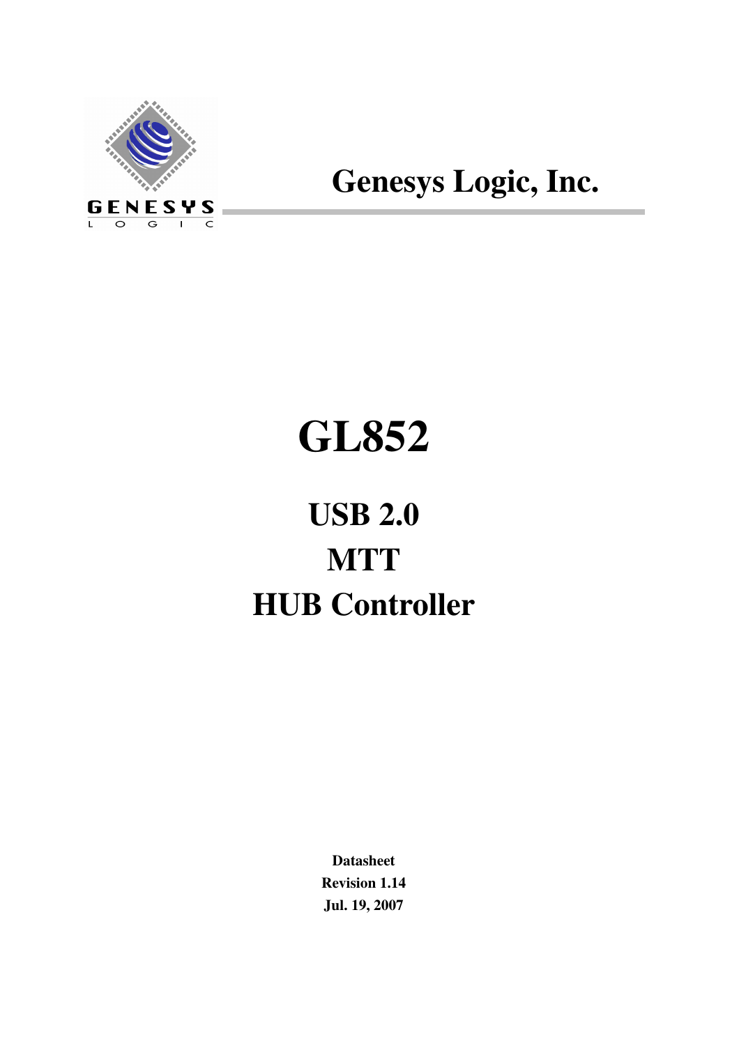Genesys Logic, Inc.

# GL852

## USB 2.0

## MTT

## HUB Controller

**Datasheet**

**Revision 1.14**

**Jul. 19, 2007**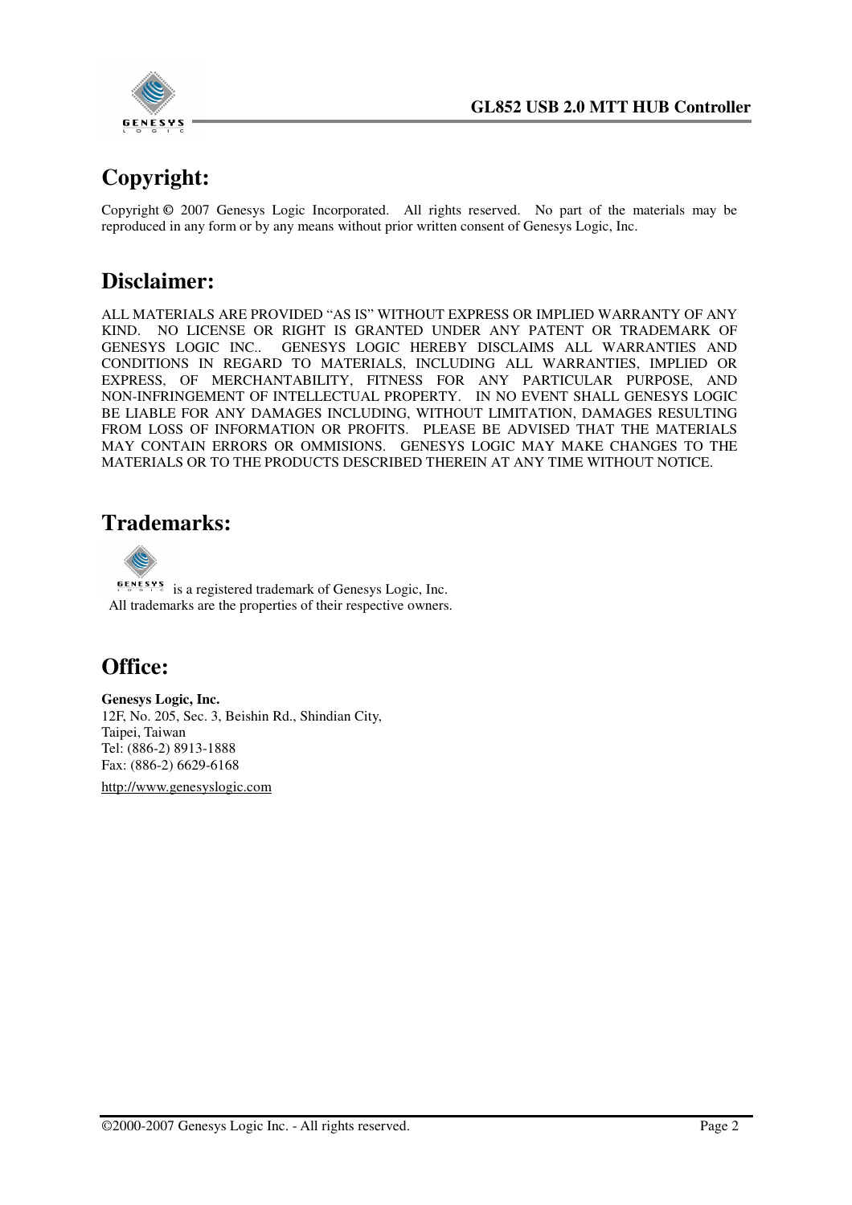## Copyright:

Copyright © 2007 Genesys Logic Incorporated. All rights reserved. No part of the materials may be reproduced in any form or by any means without prior written consent of Genesys Logic, Inc.

## Disclaimer:

ALL MATERIALS ARE PROVIDED "AS IS" WITHOUT EXPRESS OR IMPLIED WARRANTY OF ANY KIND. NO LICENSE OR RIGHT IS GRANTED UNDER ANY PATENT OR TRADEMARK OF GENESYS LOGIC INC.. GENESYS LOGIC HEREBY DISCLAIMS ALL WARRANTIES AND CONDITIONS IN REGARD TO MATERIALS, INCLUDING ALL WARRANTIES, IMPLIED OR EXPRESS, OF MERCHANTABILITY, FITNESS FOR ANY PARTICULAR PURPOSE, AND NON-INFRINGEMENT OF INTELLECTUAL PROPERTY. IN NO EVENT SHALL GENESYS LOGIC BE LIABLE FOR ANY DAMAGES INCLUDING, WITHOUT LIMITATION, DAMAGES RESULTING FROM LOSS OF INFORMATION OR PROFITS. PLEASE BE ADVISED THAT THE MATERIALS MAY CONTAIN ERRORS OR OMMISIONS. GENESYS LOGIC MAY MAKE CHANGES TO THE MATERIALS OR TO THE PRODUCTS DESCRIBED THEREIN AT ANY TIME WITHOUT NOTICE.

## Trademarks:

GENESYS LOGIC is a registered trademark of Genesys Logic, Inc.
All trademarks are the properties of their respective owners.

## Office:

**Genesys Logic, Inc.**
12F, No. 205, Sec. 3, Beishin Rd., Shindian City,
Taipei, Taiwan
Tel: (886-2) 8913-1888
Fax: (886-2) 6629-6168

http://www.genesyslogic.com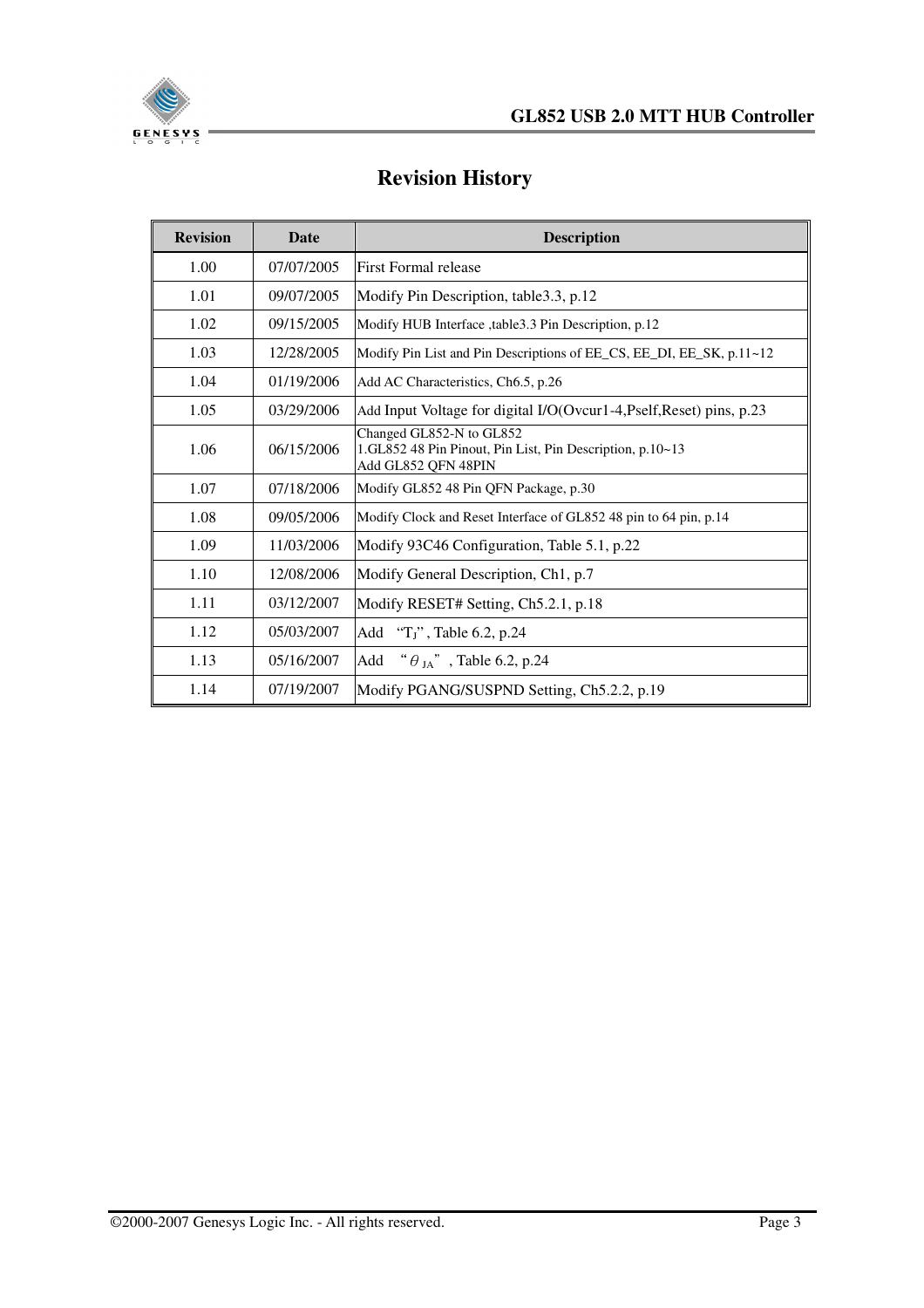# Revision History

| Revision | Date | Description |
|---|---|---|
| 1.00 | 07/07/2005 | First Formal release |
| 1.01 | 09/07/2005 | Modify Pin Description, table3.3, p.12 |
| 1.02 | 09/15/2005 | Modify HUB Interface ,table3.3 Pin Description, p.12 |
| 1.03 | 12/28/2005 | Modify Pin List and Pin Descriptions of EE_CS, EE_DI, EE_SK, p.11~12 |
| 1.04 | 01/19/2006 | Add AC Characteristics, Ch6.5, p.26 |
| 1.05 | 03/29/2006 | Add Input Voltage for digital I/O(Ovcur1-4,Pself,Reset) pins, p.23 |
| 1.06 | 06/15/2006 | Changed GL852-N to GL852<br>1.GL852 48 Pin Pinout, Pin List, Pin Description, p.10~13<br>Add GL852 QFN 48PIN |
| 1.07 | 07/18/2006 | Modify GL852 48 Pin QFN Package, p.30 |
| 1.08 | 09/05/2006 | Modify Clock and Reset Interface of GL852 48 pin to 64 pin, p.14 |
| 1.09 | 11/03/2006 | Modify 93C46 Configuration, Table 5.1, p.22 |
| 1.10 | 12/08/2006 | Modify General Description, Ch1, p.7 |
| 1.11 | 03/12/2007 | Modify RESET# Setting, Ch5.2.1, p.18 |
| 1.12 | 05/03/2007 | Add "$T_J$", Table 6.2, p.24 |
| 1.13 | 05/16/2007 | Add "$\theta_{JA}$", Table 6.2, p.24 |
| 1.14 | 07/19/2007 | Modify PGANG/SUSPND Setting, Ch5.2.2, p.19 |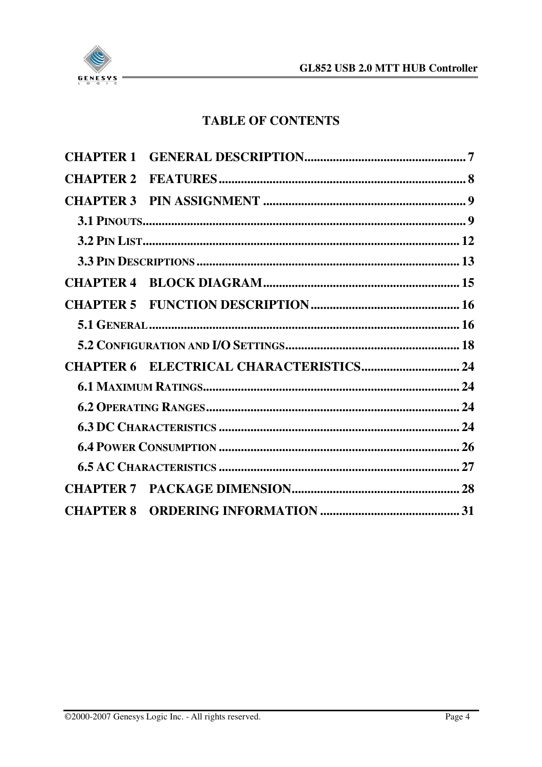# TABLE OF CONTENTS

**CHAPTER 1 GENERAL DESCRIPTION** .......... 7

**CHAPTER 2 FEATURES** .......... 8

**CHAPTER 3 PIN ASSIGNMENT** .......... 9

3.1 PINOUTS .......... 9

3.2 PIN LIST .......... 12

3.3 PIN DESCRIPTIONS .......... 13

**CHAPTER 4 BLOCK DIAGRAM** .......... 15

**CHAPTER 5 FUNCTION DESCRIPTION** .......... 16

5.1 GENERAL .......... 16

5.2 CONFIGURATION AND I/O SETTINGS .......... 18

**CHAPTER 6 ELECTRICAL CHARACTERISTICS** .......... 24

6.1 MAXIMUM RATINGS .......... 24

6.2 OPERATING RANGES .......... 24

6.3 DC CHARACTERISTICS .......... 24

6.4 POWER CONSUMPTION .......... 26

6.5 AC CHARACTERISTICS .......... 27

**CHAPTER 7 PACKAGE DIMENSION** .......... 28

**CHAPTER 8 ORDERING INFORMATION** .......... 31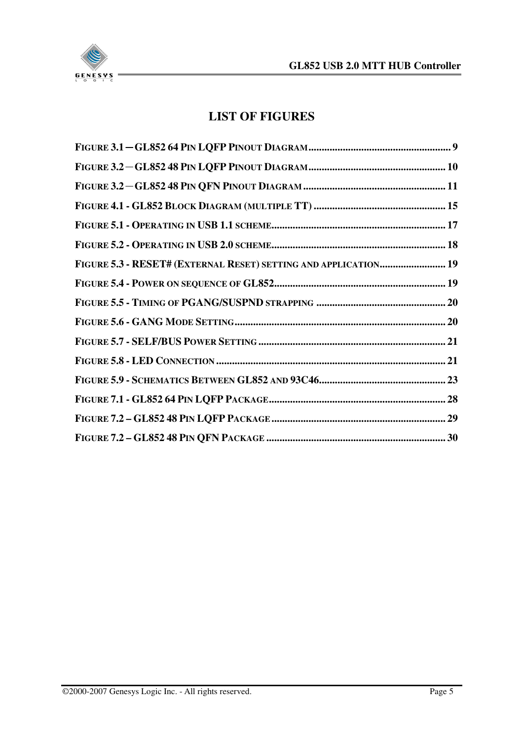# LIST OF FIGURES

FIGURE 3.1 – GL852 64 PIN LQFP PINOUT DIAGRAM...................................................... 9

FIGURE 3.2 – GL852 48 PIN LQFP PINOUT DIAGRAM.................................................... 10

FIGURE 3.2 – GL852 48 PIN QFN PINOUT DIAGRAM...................................................... 11

FIGURE 4.1 - GL852 BLOCK DIAGRAM (MULTIPLE TT) .................................................. 15

FIGURE 5.1 - OPERATING IN USB 1.1 SCHEME.................................................................. 17

FIGURE 5.2 - OPERATING IN USB 2.0 SCHEME.................................................................. 18

FIGURE 5.3 - RESET# (EXTERNAL RESET) SETTING AND APPLICATION......................... 19

FIGURE 5.4 - POWER ON SEQUENCE OF GL852................................................................. 19

FIGURE 5.5 - TIMING OF PGANG/SUSPND STRAPPING ................................................. 20

FIGURE 5.6 - GANG MODE SETTING................................................................................. 20

FIGURE 5.7 - SELF/BUS POWER SETTING ........................................................................ 21

FIGURE 5.8 - LED CONNECTION ....................................................................................... 21

FIGURE 5.9 - SCHEMATICS BETWEEN GL852 AND 93C46................................................ 23

FIGURE 7.1 - GL852 64 PIN LQFP PACKAGE.................................................................... 28

FIGURE 7.2 – GL852 48 PIN LQFP PACKAGE ................................................................... 29

FIGURE 7.2 – GL852 48 PIN QFN PACKAGE ..................................................................... 30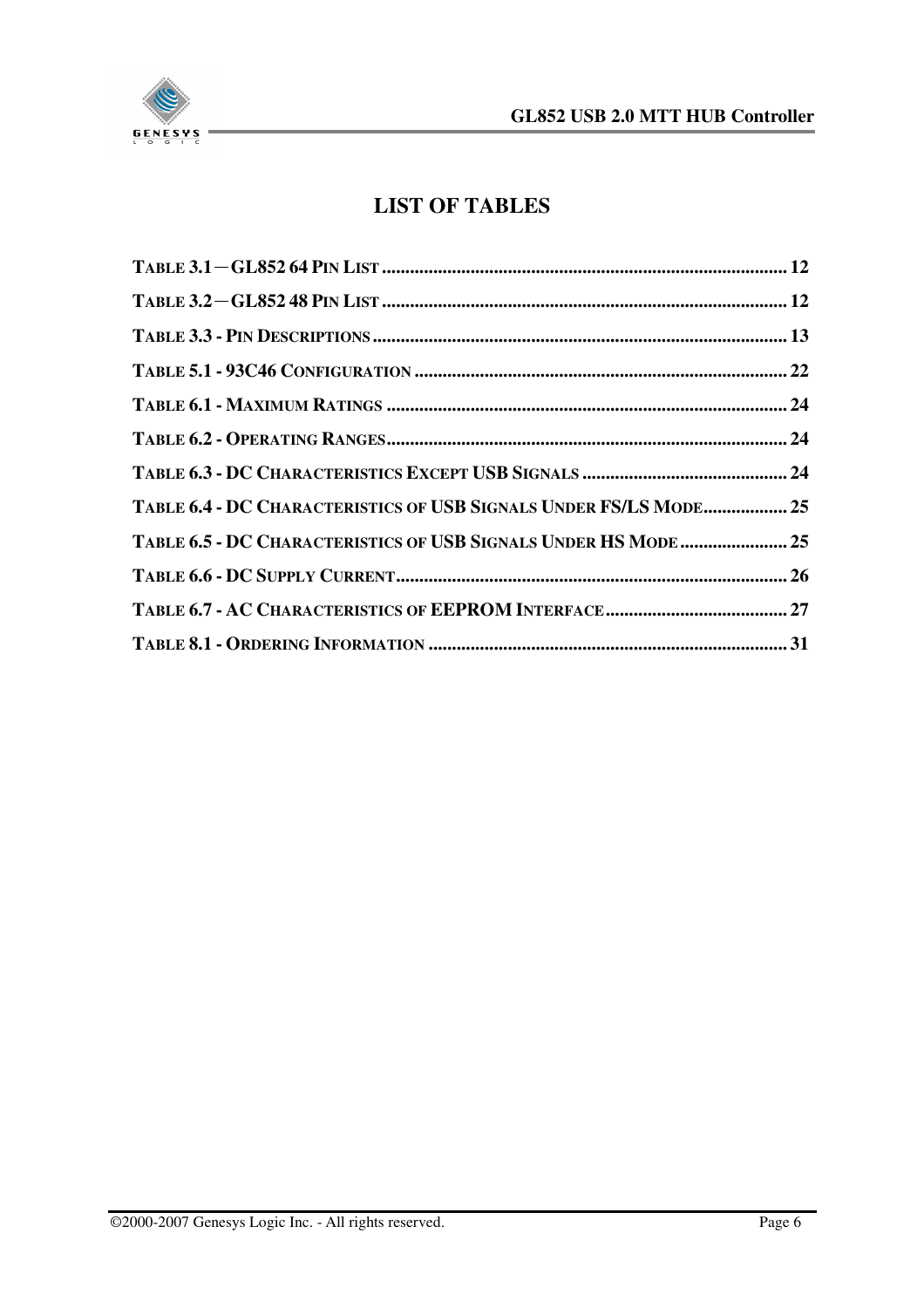# LIST OF TABLES

TABLE 3.1－GL852 64 PIN LIST ........................................................................................ 12

TABLE 3.2－GL852 48 PIN LIST ........................................................................................ 12

TABLE 3.3 - PIN DESCRIPTIONS ........................................................................................ 13

TABLE 5.1 - 93C46 CONFIGURATION ................................................................................ 22

TABLE 6.1 - MAXIMUM RATINGS ...................................................................................... 24

TABLE 6.2 - OPERATING RANGES ...................................................................................... 24

TABLE 6.3 - DC CHARACTERISTICS EXCEPT USB SIGNALS ............................................ 24

TABLE 6.4 - DC CHARACTERISTICS OF USB SIGNALS UNDER FS/LS MODE .................. 25

TABLE 6.5 - DC CHARACTERISTICS OF USB SIGNALS UNDER HS MODE ....................... 25

TABLE 6.6 - DC SUPPLY CURRENT ................................................................................... 26

TABLE 6.7 - AC CHARACTERISTICS OF EEPROM INTERFACE ....................................... 27

TABLE 8.1 - ORDERING INFORMATION ............................................................................ 31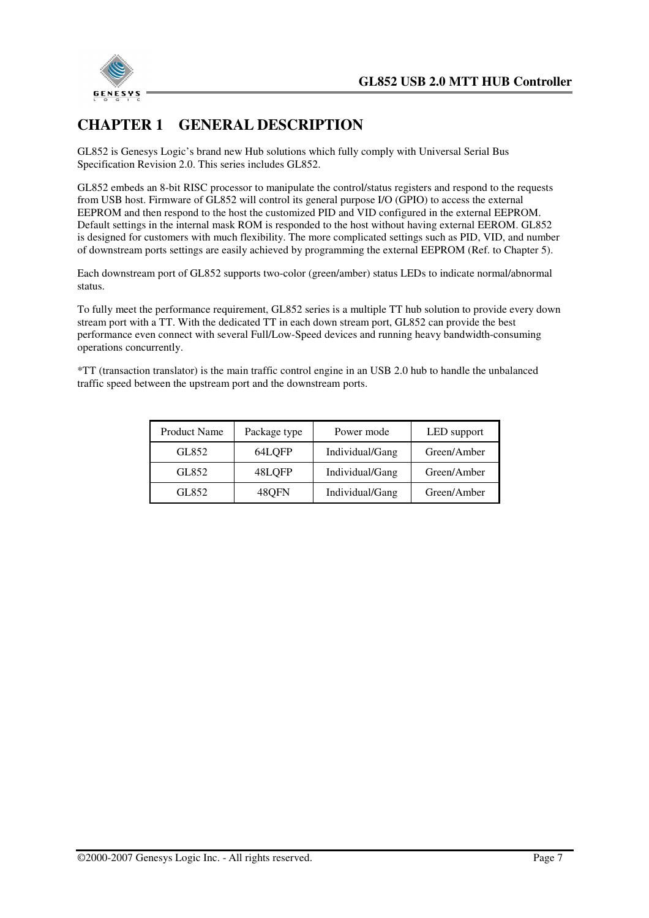# CHAPTER 1 GENERAL DESCRIPTION

GL852 is Genesys Logic's brand new Hub solutions which fully comply with Universal Serial Bus Specification Revision 2.0. This series includes GL852.

GL852 embeds an 8-bit RISC processor to manipulate the control/status registers and respond to the requests from USB host. Firmware of GL852 will control its general purpose I/O (GPIO) to access the external EEPROM and then respond to the host the customized PID and VID configured in the external EEPROM. Default settings in the internal mask ROM is responded to the host without having external EEROM. GL852 is designed for customers with much flexibility. The more complicated settings such as PID, VID, and number of downstream ports settings are easily achieved by programming the external EEPROM (Ref. to Chapter 5).

Each downstream port of GL852 supports two-color (green/amber) status LEDs to indicate normal/abnormal status.

To fully meet the performance requirement, GL852 series is a multiple TT hub solution to provide every down stream port with a TT. With the dedicated TT in each down stream port, GL852 can provide the best performance even connect with several Full/Low-Speed devices and running heavy bandwidth-consuming operations concurrently.

*TT (transaction translator) is the main traffic control engine in an USB 2.0 hub to handle the unbalanced traffic speed between the upstream port and the downstream ports.

| Product Name | Package type | Power mode | LED support |
|---|---|---|---|
| GL852 | 64LQFP | Individual/Gang | Green/Amber |
| GL852 | 48LQFP | Individual/Gang | Green/Amber |
| GL852 | 48QFN | Individual/Gang | Green/Amber |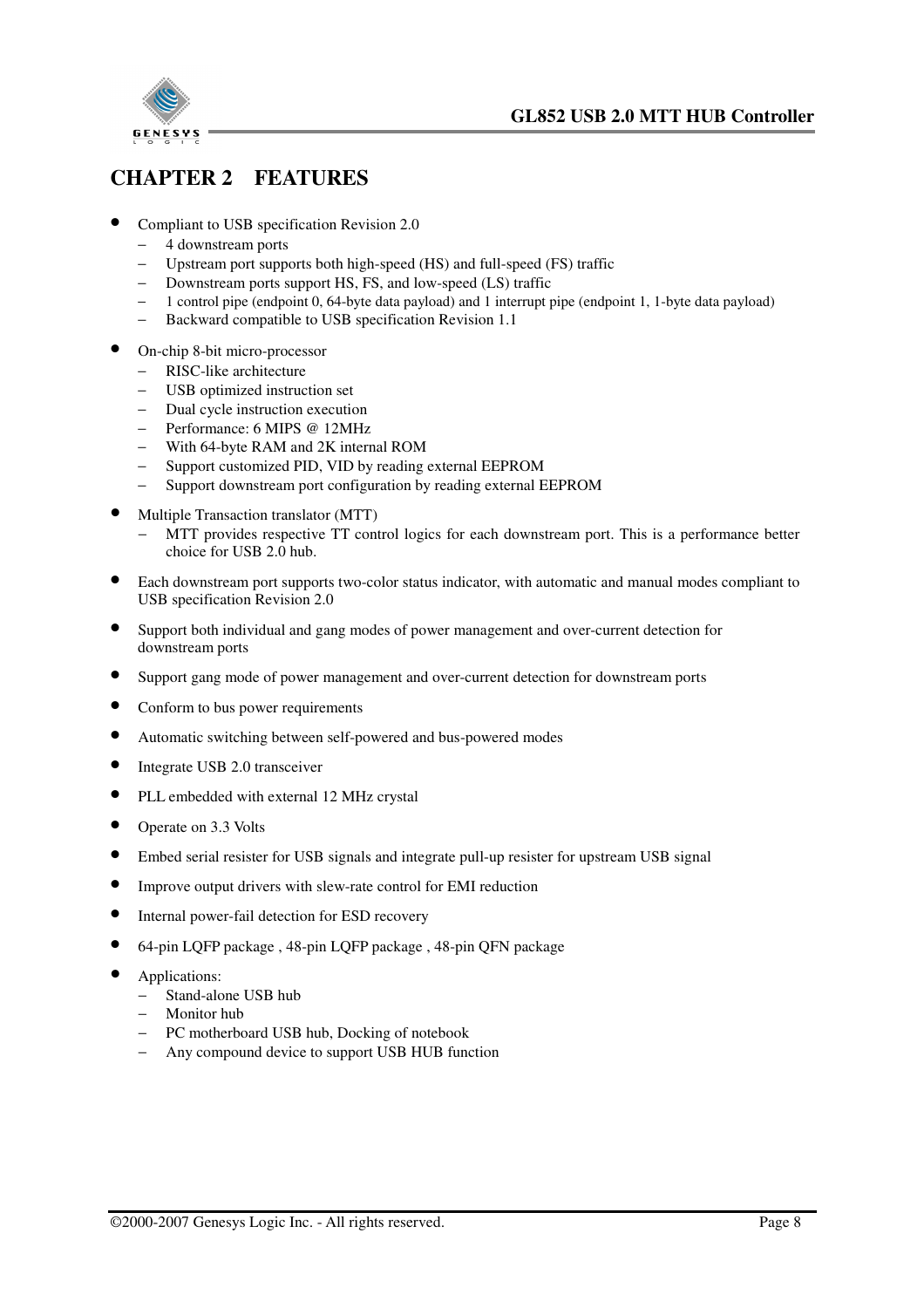# CHAPTER 2 FEATURES

- Compliant to USB specification Revision 2.0
  - 4 downstream ports
  - Upstream port supports both high-speed (HS) and full-speed (FS) traffic
  - Downstream ports support HS, FS, and low-speed (LS) traffic
  - 1 control pipe (endpoint 0, 64-byte data payload) and 1 interrupt pipe (endpoint 1, 1-byte data payload)
  - Backward compatible to USB specification Revision 1.1
- On-chip 8-bit micro-processor
  - RISC-like architecture
  - USB optimized instruction set
  - Dual cycle instruction execution
  - Performance: 6 MIPS @ 12MHz
  - With 64-byte RAM and 2K internal ROM
  - Support customized PID, VID by reading external EEPROM
  - Support downstream port configuration by reading external EEPROM
- Multiple Transaction translator (MTT)
  - MTT provides respective TT control logics for each downstream port. This is a performance better choice for USB 2.0 hub.
- Each downstream port supports two-color status indicator, with automatic and manual modes compliant to USB specification Revision 2.0
- Support both individual and gang modes of power management and over-current detection for downstream ports
- Support gang mode of power management and over-current detection for downstream ports
- Conform to bus power requirements
- Automatic switching between self-powered and bus-powered modes
- Integrate USB 2.0 transceiver
- PLL embedded with external 12 MHz crystal
- Operate on 3.3 Volts
- Embed serial resister for USB signals and integrate pull-up resister for upstream USB signal
- Improve output drivers with slew-rate control for EMI reduction
- Internal power-fail detection for ESD recovery
- 64-pin LQFP package , 48-pin LQFP package , 48-pin QFN package
- Applications:
  - Stand-alone USB hub
  - Monitor hub
  - PC motherboard USB hub, Docking of notebook
  - Any compound device to support USB HUB function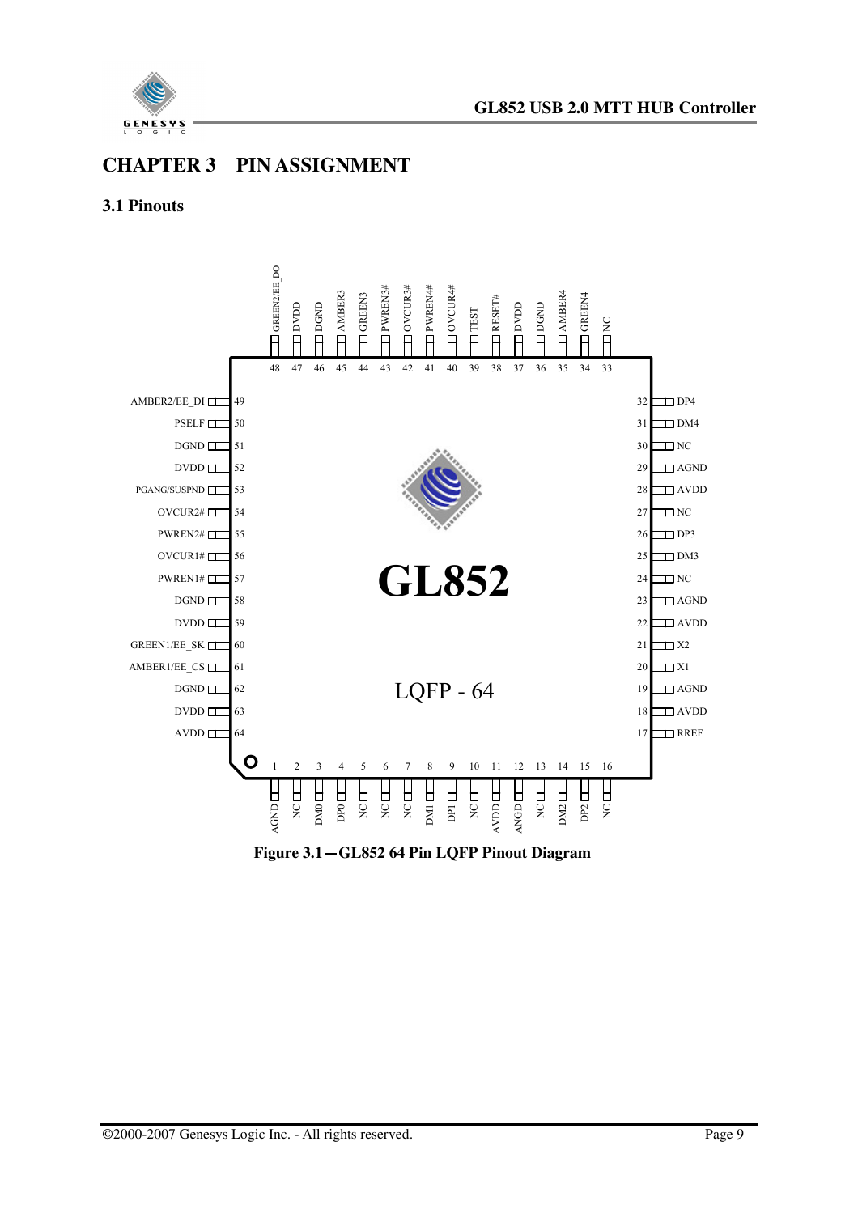# CHAPTER 3 PIN ASSIGNMENT

## 3.1 Pinouts

GL852

LQFP - 64

| Pin | Name | Pin | Name | Pin | Name | Pin | Name |
|---|---|---|---|---|---|---|---|
| 1 | AGND | 17 | RREF | 33 | NC | 49 | AMBER2/EE_DI |
| 2 | NC | 18 | AVDD | 34 | GREEN4 | 50 | PSELF |
| 3 | DM0 | 19 | AGND | 35 | AMBER4 | 51 | DGND |
| 4 | DP0 | 20 | X1 | 36 | DGND | 52 | DVDD |
| 5 | NC | 21 | X2 | 37 | DVDD | 53 | PGANG/SUSPND |
| 6 | NC | 22 | AVDD | 38 | RESET# | 54 | OVCUR2# |
| 7 | NC | 23 | AGND | 39 | TEST | 55 | PWREN2# |
| 8 | DM1 | 24 | NC | 40 | OVCUR4# | 56 | OVCUR1# |
| 9 | DP1 | 25 | DM3 | 41 | PWREN4# | 57 | PWREN1# |
| 10 | NC | 26 | DP3 | 42 | OVCUR3# | 58 | DGND |
| 11 | AVDD | 27 | NC | 43 | PWREN3# | 59 | DVDD |
| 12 | ANGD | 28 | AVDD | 44 | GREEN3 | 60 | GREEN1/EE_SK |
| 13 | NC | 29 | AGND | 45 | AMBER3 | 61 | AMBER1/EE_CS |
| 14 | DM2 | 30 | NC | 46 | DGND | 62 | DGND |
| 15 | DP2 | 31 | DM4 | 47 | DVDD | 63 | DVDD |
| 16 | NC | 32 | DP4 | 48 | GREEN2/EE_DO | 64 | AVDD |

**Figure 3.1—GL852 64 Pin LQFP Pinout Diagram**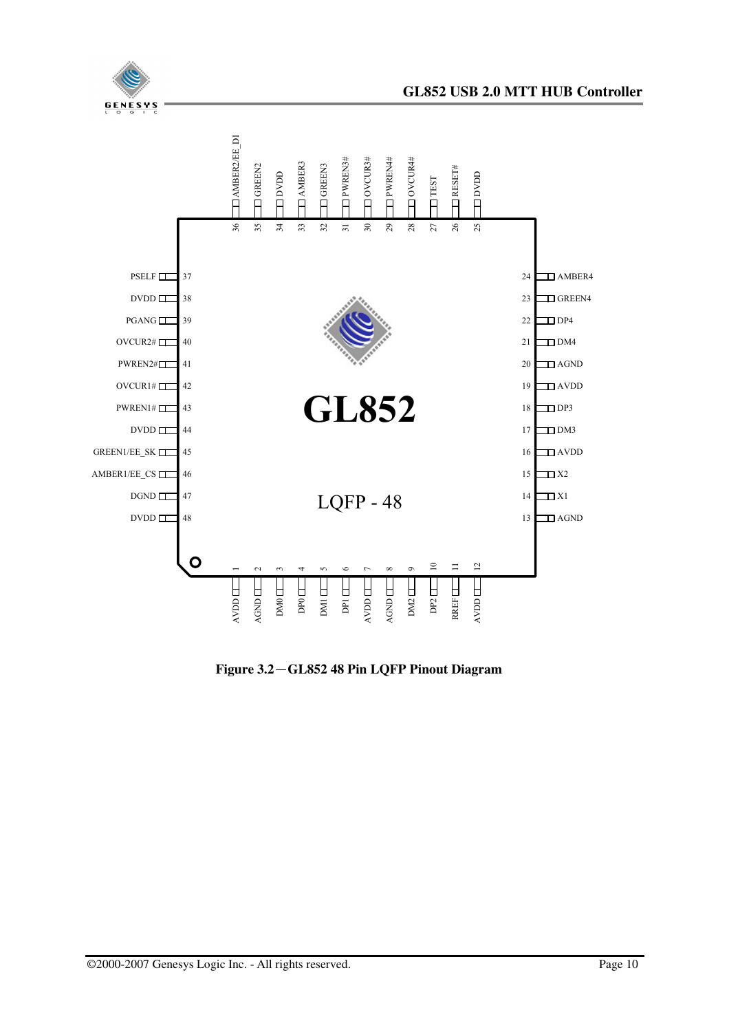GL852

LQFP - 48

| Pin | Name |
|---|---|
| 1 | AVDD |
| 2 | AGND |
| 3 | DM0 |
| 4 | DP0 |
| 5 | DM1 |
| 6 | DP1 |
| 7 | AVDD |
| 8 | AGND |
| 9 | DM2 |
| 10 | DP2 |
| 11 | RREF |
| 12 | AVDD |
| 13 | AGND |
| 14 | X1 |
| 15 | X2 |
| 16 | AVDD |
| 17 | DM3 |
| 18 | DP3 |
| 19 | AVDD |
| 20 | AGND |
| 21 | DM4 |
| 22 | DP4 |
| 23 | GREEN4 |
| 24 | AMBER4 |
| 25 | DVDD |
| 26 | RESET# |
| 27 | TEST |
| 28 | OVCUR4# |
| 29 | PWREN4# |
| 30 | OVCUR3# |
| 31 | PWREN3# |
| 32 | GREEN3 |
| 33 | AMBER3 |
| 34 | DVDD |
| 35 | GREEN2 |
| 36 | AMBER2/EE_DI |
| 37 | PSELF |
| 38 | DVDD |
| 39 | PGANG |
| 40 | OVCUR2# |
| 41 | PWREN2# |
| 42 | OVCUR1# |
| 43 | PWREN1# |
| 44 | DVDD |
| 45 | GREEN1/EE_SK |
| 46 | AMBER1/EE_CS |
| 47 | DGND |
| 48 | DVDD |

**Figure 3.2－GL852 48 Pin LQFP Pinout Diagram**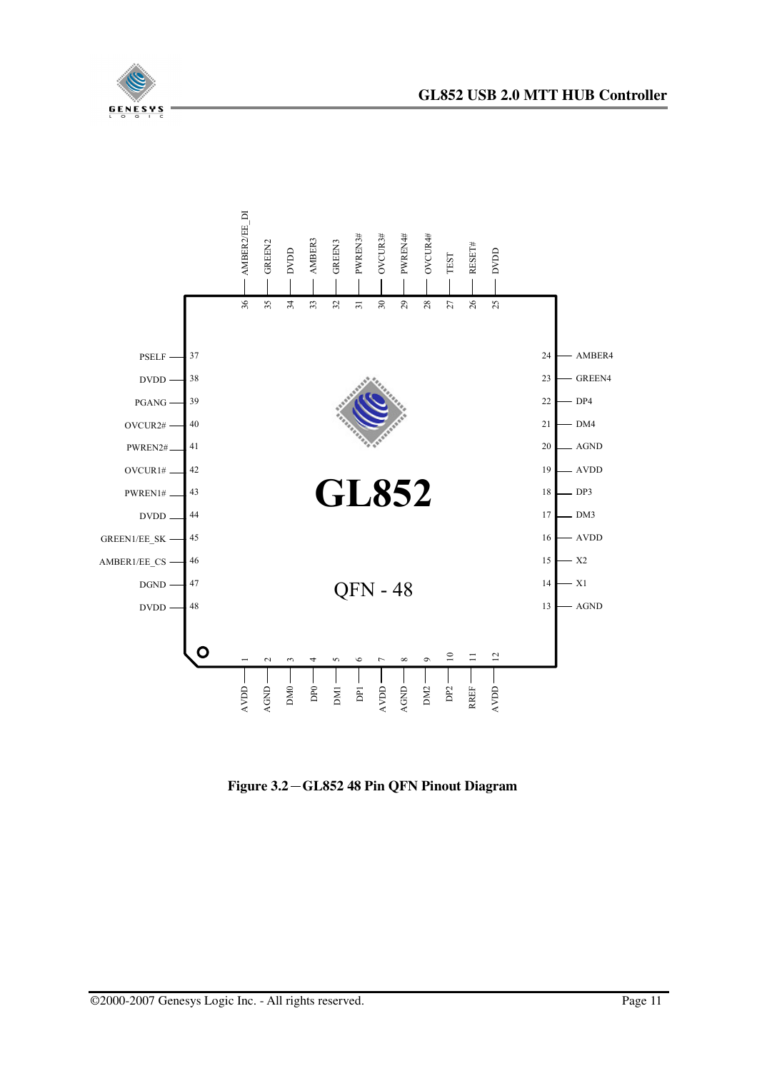| Pin | Name | Pin | Name | Pin | Name | Pin | Name |
|---|---|---|---|---|---|---|---|
| 1 | AVDD | 13 | AGND | 25 | DVDD | 37 | PSELF |
| 2 | AGND | 14 | X1 | 26 | RESET# | 38 | DVDD |
| 3 | DM0 | 15 | X2 | 27 | TEST | 39 | PGANG |
| 4 | DP0 | 16 | AVDD | 28 | OVCUR4# | 40 | OVCUR2# |
| 5 | DM1 | 17 | DM3 | 29 | PWREN4# | 41 | PWREN2# |
| 6 | DP1 | 18 | DP3 | 30 | OVCUR3# | 42 | OVCUR1# |
| 7 | AVDD | 19 | AVDD | 31 | PWREN3# | 43 | PWREN1# |
| 8 | AGND | 20 | AGND | 32 | GREEN3 | 44 | DVDD |
| 9 | DM2 | 21 | DM4 | 33 | AMBER3 | 45 | GREEN1/EE_SK |
| 10 | DP2 | 22 | DP4 | 34 | DVDD | 46 | AMBER1/EE_CS |
| 11 | RREF | 23 | GREEN4 | 35 | GREEN2 | 47 | DGND |
| 12 | AVDD | 24 | AMBER4 | 36 | AMBER2/EE_DI | 48 | DVDD |

GL852

QFN - 48

**Figure 3.2－GL852 48 Pin QFN Pinout Diagram**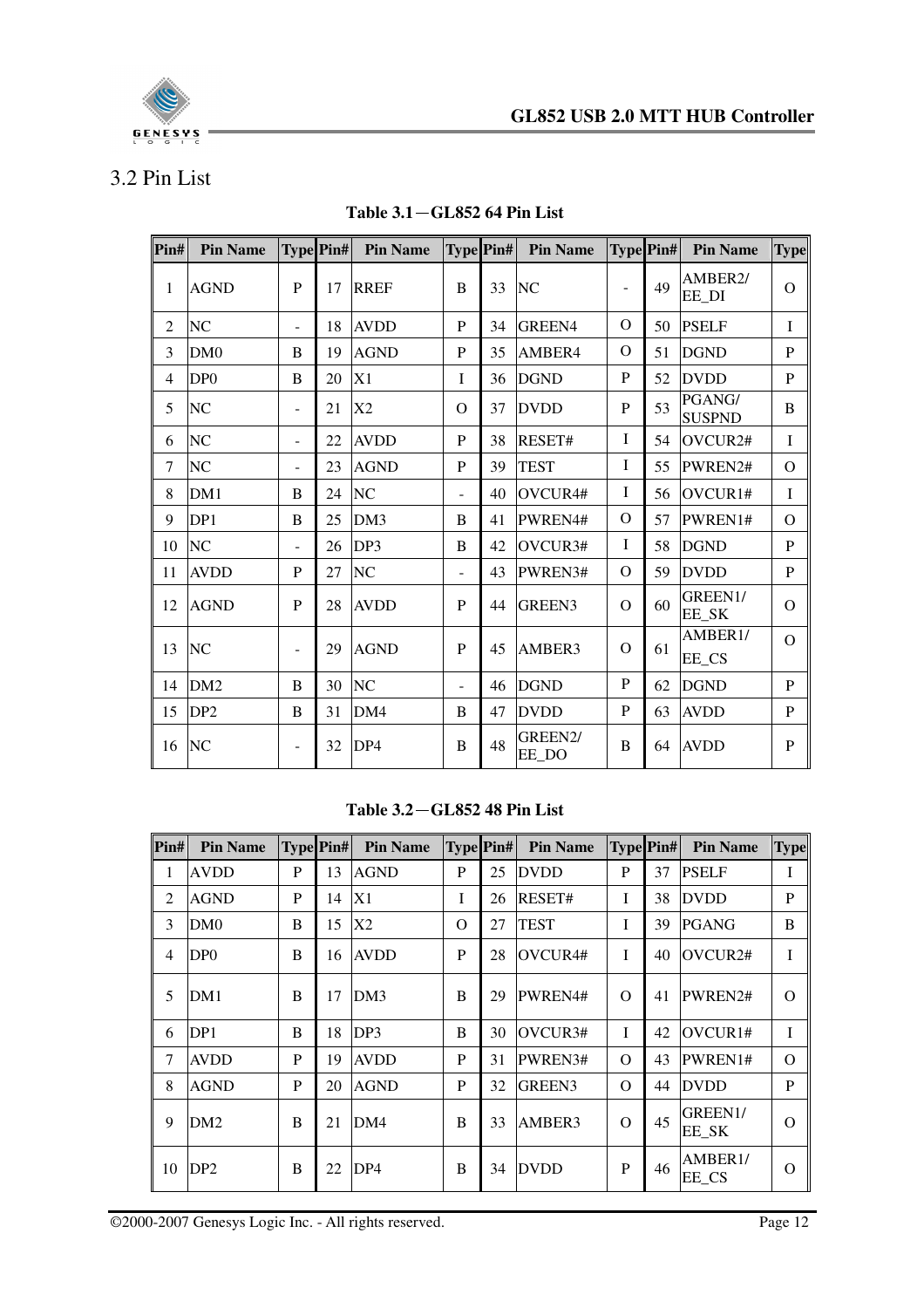## 3.2 Pin List

**Table 3.1—GL852 64 Pin List**

| Pin# | Pin Name | Type | Pin# | Pin Name | Type | Pin# | Pin Name | Type | Pin# | Pin Name | Type |
|---|---|---|---|---|---|---|---|---|---|---|---|
| 1 | AGND | P | 17 | RREF | B | 33 | NC | - | 49 | AMBER2/ EE_DI | O |
| 2 | NC | - | 18 | AVDD | P | 34 | GREEN4 | O | 50 | PSELF | I |
| 3 | DM0 | B | 19 | AGND | P | 35 | AMBER4 | O | 51 | DGND | P |
| 4 | DP0 | B | 20 | X1 | I | 36 | DGND | P | 52 | DVDD | P |
| 5 | NC | - | 21 | X2 | O | 37 | DVDD | P | 53 | PGANG/ SUSPND | B |
| 6 | NC | - | 22 | AVDD | P | 38 | RESET# | I | 54 | OVCUR2# | I |
| 7 | NC | - | 23 | AGND | P | 39 | TEST | I | 55 | PWREN2# | O |
| 8 | DM1 | B | 24 | NC | - | 40 | OVCUR4# | I | 56 | OVCUR1# | I |
| 9 | DP1 | B | 25 | DM3 | B | 41 | PWREN4# | O | 57 | PWREN1# | O |
| 10 | NC | - | 26 | DP3 | B | 42 | OVCUR3# | I | 58 | DGND | P |
| 11 | AVDD | P | 27 | NC | - | 43 | PWREN3# | O | 59 | DVDD | P |
| 12 | AGND | P | 28 | AVDD | P | 44 | GREEN3 | O | 60 | GREEN1/ EE_SK | O |
| 13 | NC | - | 29 | AGND | P | 45 | AMBER3 | O | 61 | AMBER1/ EE_CS | O |
| 14 | DM2 | B | 30 | NC | - | 46 | DGND | P | 62 | DGND | P |
| 15 | DP2 | B | 31 | DM4 | B | 47 | DVDD | P | 63 | AVDD | P |
| 16 | NC | - | 32 | DP4 | B | 48 | GREEN2/ EE_DO | B | 64 | AVDD | P |

**Table 3.2—GL852 48 Pin List**

| Pin# | Pin Name | Type | Pin# | Pin Name | Type | Pin# | Pin Name | Type | Pin# | Pin Name | Type |
|---|---|---|---|---|---|---|---|---|---|---|---|
| 1 | AVDD | P | 13 | AGND | P | 25 | DVDD | P | 37 | PSELF | I |
| 2 | AGND | P | 14 | X1 | I | 26 | RESET# | I | 38 | DVDD | P |
| 3 | DM0 | B | 15 | X2 | O | 27 | TEST | I | 39 | PGANG | B |
| 4 | DP0 | B | 16 | AVDD | P | 28 | OVCUR4# | I | 40 | OVCUR2# | I |
| 5 | DM1 | B | 17 | DM3 | B | 29 | PWREN4# | O | 41 | PWREN2# | O |
| 6 | DP1 | B | 18 | DP3 | B | 30 | OVCUR3# | I | 42 | OVCUR1# | I |
| 7 | AVDD | P | 19 | AVDD | P | 31 | PWREN3# | O | 43 | PWREN1# | O |
| 8 | AGND | P | 20 | AGND | P | 32 | GREEN3 | O | 44 | DVDD | P |
| 9 | DM2 | B | 21 | DM4 | B | 33 | AMBER3 | O | 45 | GREEN1/ EE_SK | O |
| 10 | DP2 | B | 22 | DP4 | B | 34 | DVDD | P | 46 | AMBER1/ EE_CS | O |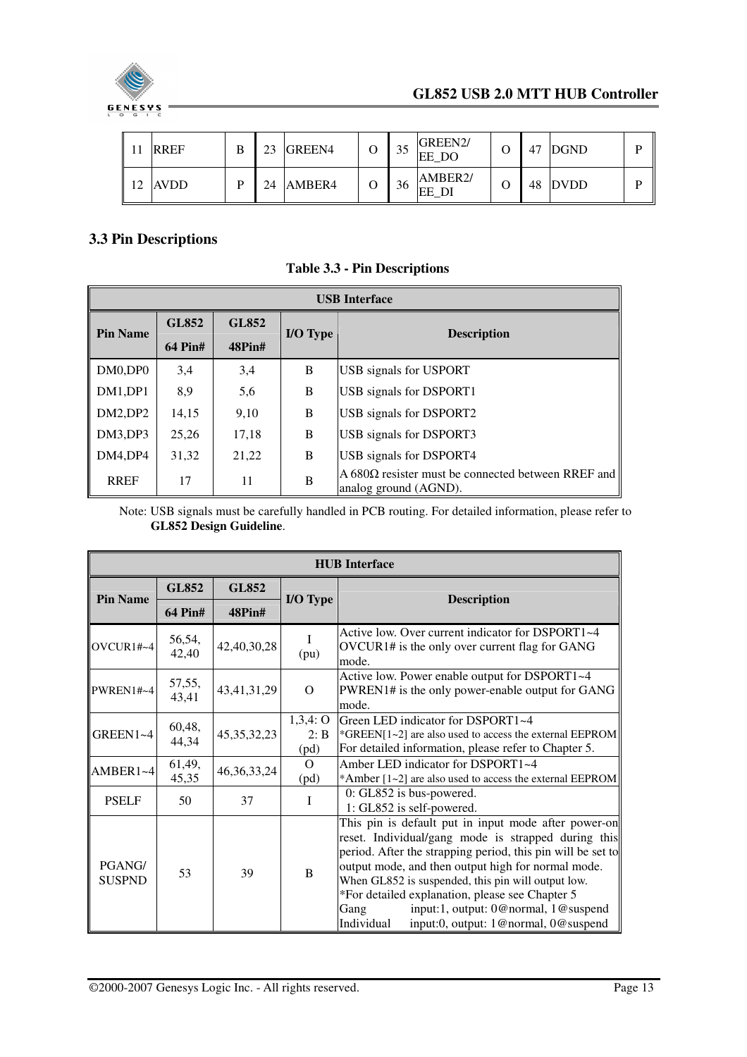| 11 | RREF | B | 23 | GREEN4 | O | 35 | GREEN2/ EE_DO | O | 47 | DGND | P |
|---|---|---|---|---|---|---|---|---|---|---|---|
| 12 | AVDD | P | 24 | AMBER4 | O | 36 | AMBER2/ EE_DI | O | 48 | DVDD | P |

### 3.3 Pin Descriptions

**Table 3.3 - Pin Descriptions**

| USB Interface | | | | |
|---|---|---|---|---|
| **Pin Name** | **GL852 64 Pin#** | **GL852 48Pin#** | **I/O Type** | **Description** |
| DM0,DP0 | 3,4 | 3,4 | B | USB signals for USPORT |
| DM1,DP1 | 8,9 | 5,6 | B | USB signals for DSPORT1 |
| DM2,DP2 | 14,15 | 9,10 | B | USB signals for DSPORT2 |
| DM3,DP3 | 25,26 | 17,18 | B | USB signals for DSPORT3 |
| DM4,DP4 | 31,32 | 21,22 | B | USB signals for DSPORT4 |
| RREF | 17 | 11 | B | A 680Ω resister must be connected between RREF and analog ground (AGND). |

Note: USB signals must be carefully handled in PCB routing. For detailed information, please refer to **GL852 Design Guideline**.

| HUB Interface | | | | |
|---|---|---|---|---|
| **Pin Name** | **GL852 64 Pin#** | **GL852 48Pin#** | **I/O Type** | **Description** |
| OVCUR1#~4 | 56,54, 42,40 | 42,40,30,28 | I (pu) | Active low. Over current indicator for DSPORT1~4 OVCUR1# is the only over current flag for GANG mode. |
| PWREN1#~4 | 57,55, 43,41 | 43,41,31,29 | O | Active low. Power enable output for DSPORT1~4 PWREN1# is the only power-enable output for GANG mode. |
| GREEN1~4 | 60,48, 44,34 | 45,35,32,23 | 1,3,4: O 2: B (pd) | Green LED indicator for DSPORT1~4 *GREEN[1~2] are also used to access the external EEPROM For detailed information, please refer to Chapter 5. |
| AMBER1~4 | 61,49, 45,35 | 46,36,33,24 | O (pd) | Amber LED indicator for DSPORT1~4 *Amber [1~2] are also used to access the external EEPROM |
| PSELF | 50 | 37 | I | 0: GL852 is bus-powered. 1: GL852 is self-powered. |
| PGANG/ SUSPND | 53 | 39 | B | This pin is default put in input mode after power-on reset. Individual/gang mode is strapped during this period. After the strapping period, this pin will be set to output mode, and then output high for normal mode. When GL852 is suspended, this pin will output low. *For detailed explanation, please see Chapter 5 Gang input:1, output: 0@normal, 1@suspend Individual input:0, output: 1@normal, 0@suspend |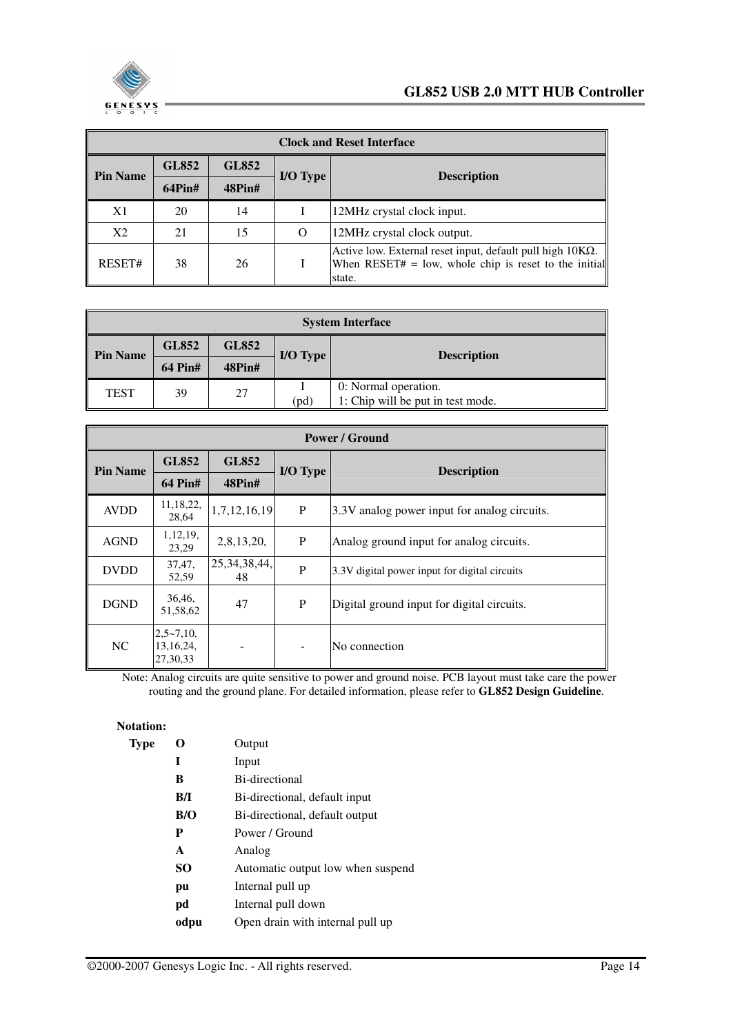| Clock and Reset Interface | | | | |
|---|---|---|---|---|
| **Pin Name** | **GL852 64Pin#** | **GL852 48Pin#** | **I/O Type** | **Description** |
| X1 | 20 | 14 | I | 12MHz crystal clock input. |
| X2 | 21 | 15 | O | 12MHz crystal clock output. |
| RESET# | 38 | 26 | I | Active low. External reset input, default pull high 10KΩ. When RESET# = low, whole chip is reset to the initial state. |

| System Interface | | | | |
|---|---|---|---|---|
| **Pin Name** | **GL852 64 Pin#** | **GL852 48Pin#** | **I/O Type** | **Description** |
| TEST | 39 | 27 | I (pd) | 0: Normal operation.<br>1: Chip will be put in test mode. |

| Power / Ground | | | | |
|---|---|---|---|---|
| **Pin Name** | **GL852 64 Pin#** | **GL852 48Pin#** | **I/O Type** | **Description** |
| AVDD | 11,18,22, 28,64 | 1,7,12,16,19 | P | 3.3V analog power input for analog circuits. |
| AGND | 1,12,19, 23,29 | 2,8,13,20, | P | Analog ground input for analog circuits. |
| DVDD | 37,47, 52,59 | 25,34,38,44, 48 | P | 3.3V digital power input for digital circuits |
| DGND | 36,46, 51,58,62 | 47 | P | Digital ground input for digital circuits. |
| NC | 2,5~7,10, 13,16,24, 27,30,33 | - | - | No connection |

Note: Analog circuits are quite sensitive to power and ground noise. PCB layout must take care the power routing and the ground plane. For detailed information, please refer to **GL852 Design Guideline**.

**Notation:**

**Type**

| | |
|---|---|
| **O** | Output |
| **I** | Input |
| **B** | Bi-directional |
| **B/I** | Bi-directional, default input |
| **B/O** | Bi-directional, default output |
| **P** | Power / Ground |
| **A** | Analog |
| **SO** | Automatic output low when suspend |
| **pu** | Internal pull up |
| **pd** | Internal pull down |
| **odpu** | Open drain with internal pull up |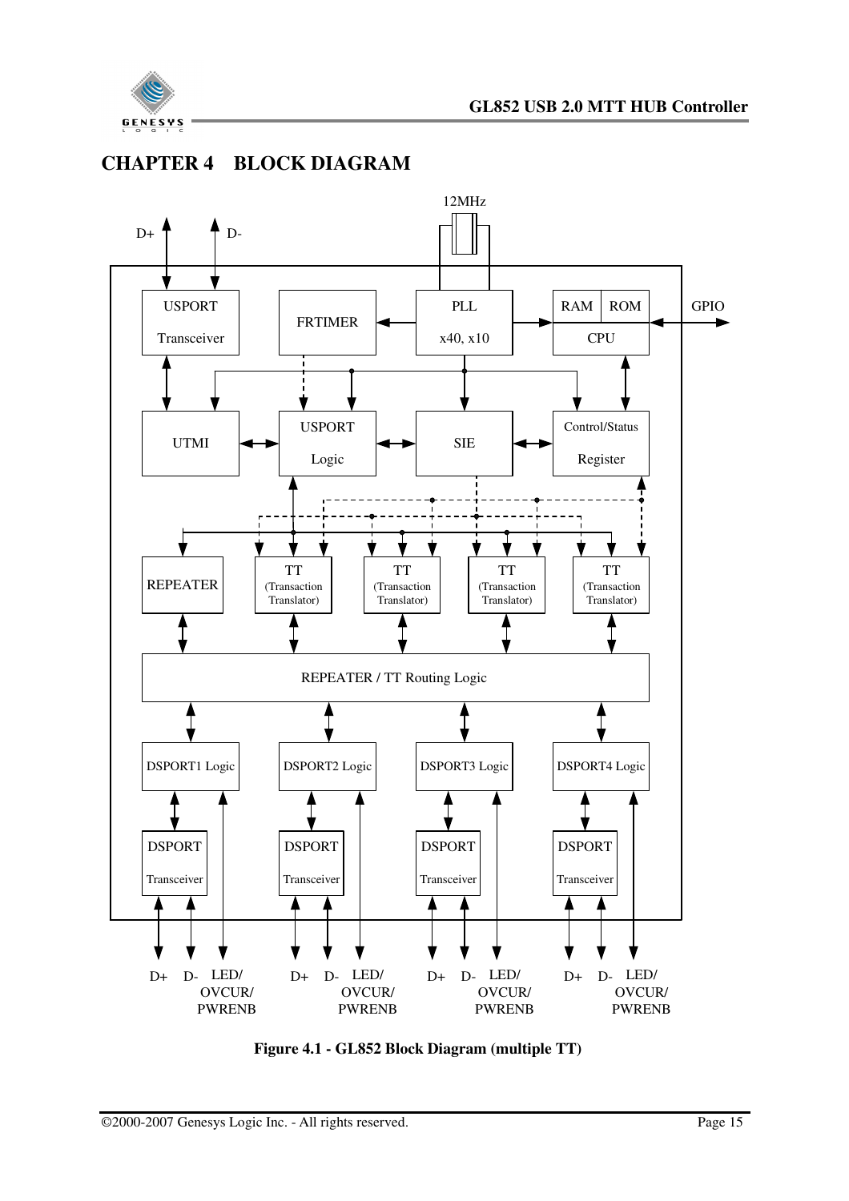# CHAPTER 4 BLOCK DIAGRAM

**Figure 4.1 - GL852 Block Diagram (multiple TT)**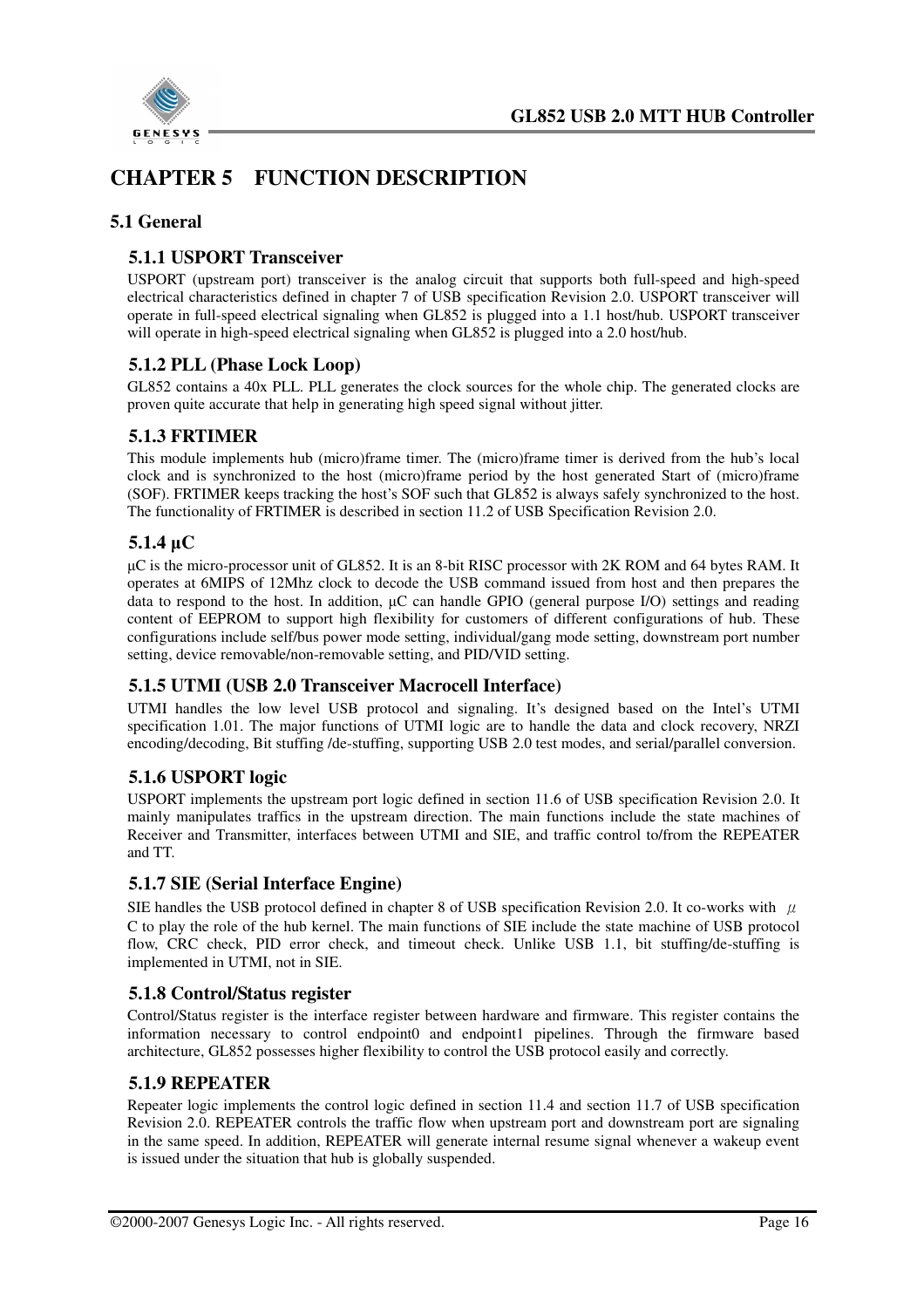# CHAPTER 5 FUNCTION DESCRIPTION

## 5.1 General

### 5.1.1 USPORT Transceiver

USPORT (upstream port) transceiver is the analog circuit that supports both full-speed and high-speed electrical characteristics defined in chapter 7 of USB specification Revision 2.0. USPORT transceiver will operate in full-speed electrical signaling when GL852 is plugged into a 1.1 host/hub. USPORT transceiver will operate in high-speed electrical signaling when GL852 is plugged into a 2.0 host/hub.

### 5.1.2 PLL (Phase Lock Loop)

GL852 contains a 40x PLL. PLL generates the clock sources for the whole chip. The generated clocks are proven quite accurate that help in generating high speed signal without jitter.

### 5.1.3 FRTIMER

This module implements hub (micro)frame timer. The (micro)frame timer is derived from the hub's local clock and is synchronized to the host (micro)frame period by the host generated Start of (micro)frame (SOF). FRTIMER keeps tracking the host's SOF such that GL852 is always safely synchronized to the host. The functionality of FRTIMER is described in section 11.2 of USB Specification Revision 2.0.

### 5.1.4 μC

μC is the micro-processor unit of GL852. It is an 8-bit RISC processor with 2K ROM and 64 bytes RAM. It operates at 6MIPS of 12Mhz clock to decode the USB command issued from host and then prepares the data to respond to the host. In addition, μC can handle GPIO (general purpose I/O) settings and reading content of EEPROM to support high flexibility for customers of different configurations of hub. These configurations include self/bus power mode setting, individual/gang mode setting, downstream port number setting, device removable/non-removable setting, and PID/VID setting.

### 5.1.5 UTMI (USB 2.0 Transceiver Macrocell Interface)

UTMI handles the low level USB protocol and signaling. It's designed based on the Intel's UTMI specification 1.01. The major functions of UTMI logic are to handle the data and clock recovery, NRZI encoding/decoding, Bit stuffing /de-stuffing, supporting USB 2.0 test modes, and serial/parallel conversion.

### 5.1.6 USPORT logic

USPORT implements the upstream port logic defined in section 11.6 of USB specification Revision 2.0. It mainly manipulates traffics in the upstream direction. The main functions include the state machines of Receiver and Transmitter, interfaces between UTMI and SIE, and traffic control to/from the REPEATER and TT.

### 5.1.7 SIE (Serial Interface Engine)

SIE handles the USB protocol defined in chapter 8 of USB specification Revision 2.0. It co-works with μC to play the role of the hub kernel. The main functions of SIE include the state machine of USB protocol flow, CRC check, PID error check, and timeout check. Unlike USB 1.1, bit stuffing/de-stuffing is implemented in UTMI, not in SIE.

### 5.1.8 Control/Status register

Control/Status register is the interface register between hardware and firmware. This register contains the information necessary to control endpoint0 and endpoint1 pipelines. Through the firmware based architecture, GL852 possesses higher flexibility to control the USB protocol easily and correctly.

### 5.1.9 REPEATER

Repeater logic implements the control logic defined in section 11.4 and section 11.7 of USB specification Revision 2.0. REPEATER controls the traffic flow when upstream port and downstream port are signaling in the same speed. In addition, REPEATER will generate internal resume signal whenever a wakeup event is issued under the situation that hub is globally suspended.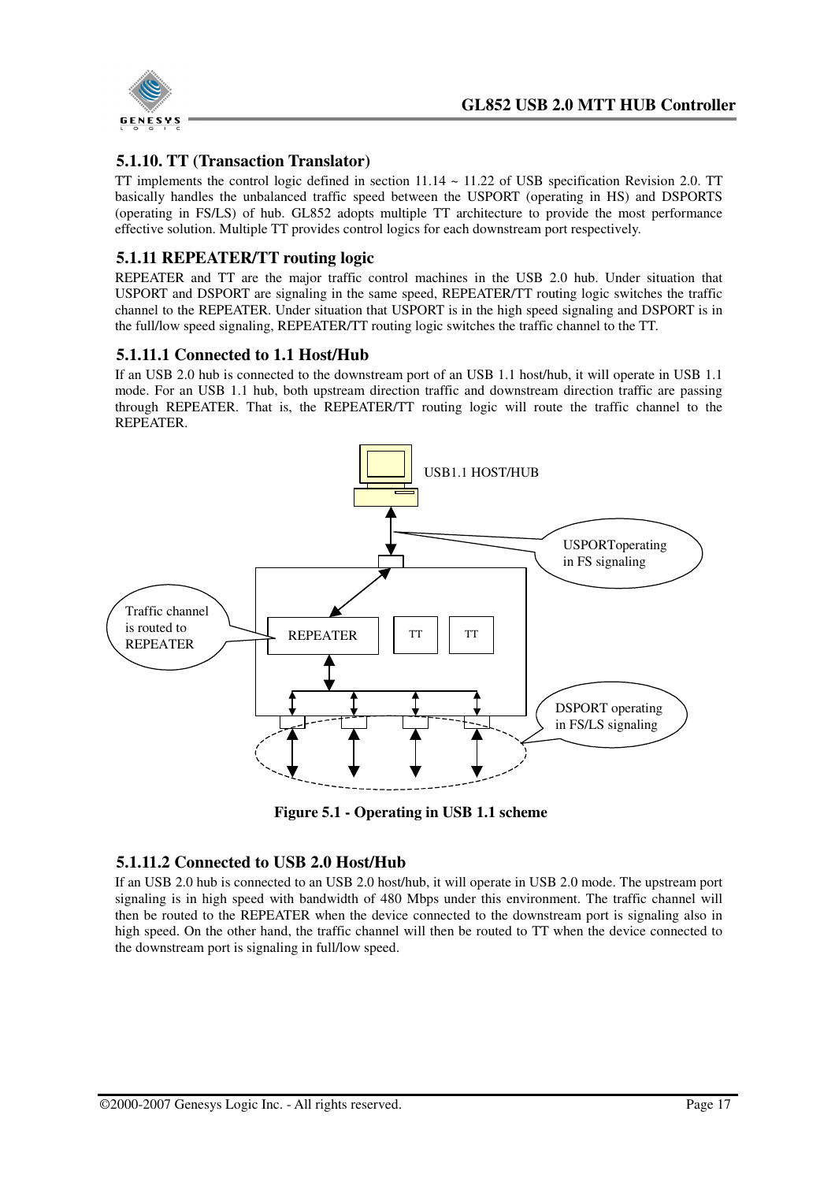### 5.1.10. TT (Transaction Translator)

TT implements the control logic defined in section 11.14 ~ 11.22 of USB specification Revision 2.0. TT basically handles the unbalanced traffic speed between the USPORT (operating in HS) and DSPORTS (operating in FS/LS) of hub. GL852 adopts multiple TT architecture to provide the most performance effective solution. Multiple TT provides control logics for each downstream port respectively.

### 5.1.11 REPEATER/TT routing logic

REPEATER and TT are the major traffic control machines in the USB 2.0 hub. Under situation that USPORT and DSPORT are signaling in the same speed, REPEATER/TT routing logic switches the traffic channel to the REPEATER. Under situation that USPORT is in the high speed signaling and DSPORT is in the full/low speed signaling, REPEATER/TT routing logic switches the traffic channel to the TT.

#### 5.1.11.1 Connected to 1.1 Host/Hub

If an USB 2.0 hub is connected to the downstream port of an USB 1.1 host/hub, it will operate in USB 1.1 mode. For an USB 1.1 hub, both upstream direction traffic and downstream direction traffic are passing through REPEATER. That is, the REPEATER/TT routing logic will route the traffic channel to the REPEATER.

**Figure 5.1 - Operating in USB 1.1 scheme**

#### 5.1.11.2 Connected to USB 2.0 Host/Hub

If an USB 2.0 hub is connected to an USB 2.0 host/hub, it will operate in USB 2.0 mode. The upstream port signaling is in high speed with bandwidth of 480 Mbps under this environment. The traffic channel will then be routed to the REPEATER when the device connected to the downstream port is signaling also in high speed. On the other hand, the traffic channel will then be routed to TT when the device connected to the downstream port is signaling in full/low speed.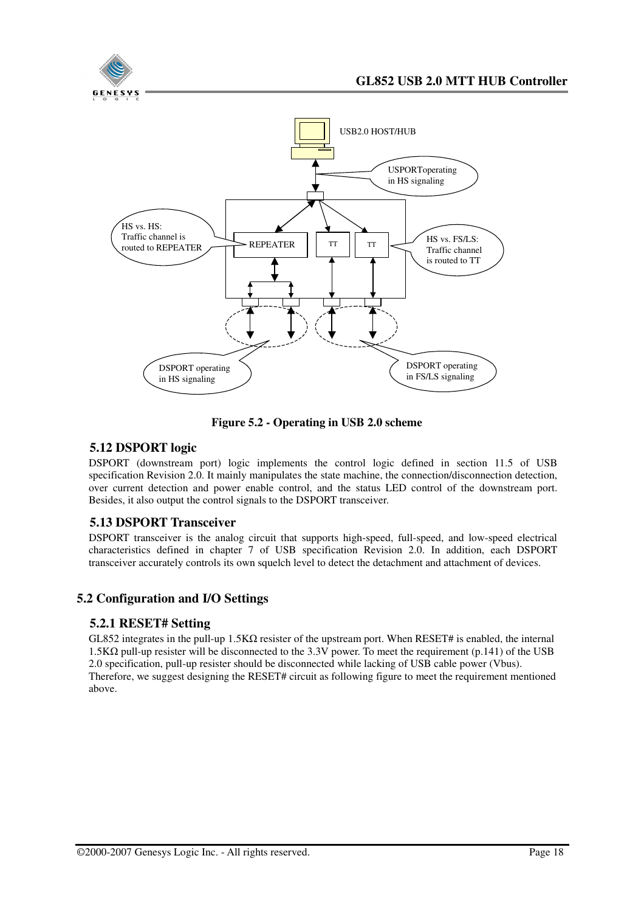Figure 5.2 - Operating in USB 2.0 scheme

### 5.12 DSPORT logic

DSPORT (downstream port) logic implements the control logic defined in section 11.5 of USB specification Revision 2.0. It mainly manipulates the state machine, the connection/disconnection detection, over current detection and power enable control, and the status LED control of the downstream port. Besides, it also output the control signals to the DSPORT transceiver.

### 5.13 DSPORT Transceiver

DSPORT transceiver is the analog circuit that supports high-speed, full-speed, and low-speed electrical characteristics defined in chapter 7 of USB specification Revision 2.0. In addition, each DSPORT transceiver accurately controls its own squelch level to detect the detachment and attachment of devices.

## 5.2 Configuration and I/O Settings

### 5.2.1 RESET# Setting

GL852 integrates in the pull-up 1.5KΩ resister of the upstream port. When RESET# is enabled, the internal 1.5KΩ pull-up resister will be disconnected to the 3.3V power. To meet the requirement (p.141) of the USB 2.0 specification, pull-up resister should be disconnected while lacking of USB cable power (Vbus). Therefore, we suggest designing the RESET# circuit as following figure to meet the requirement mentioned above.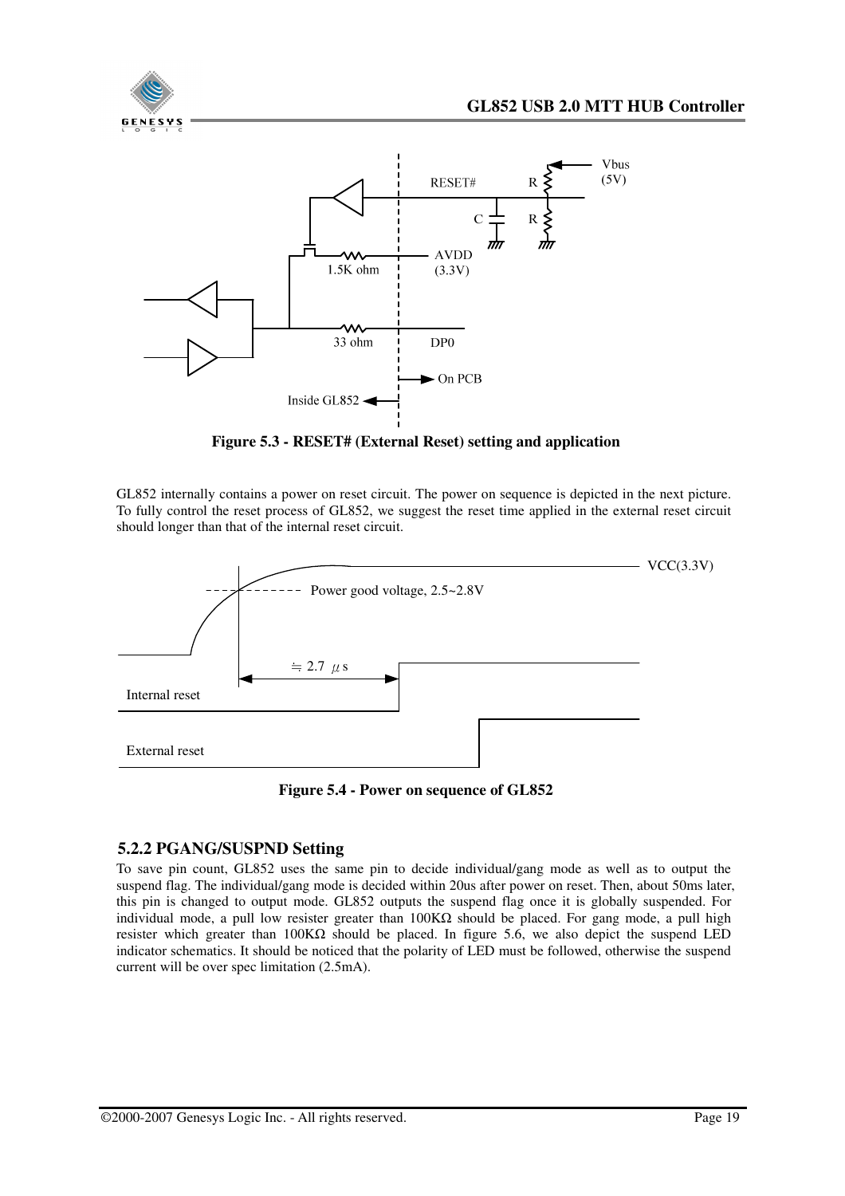Figure 5.3 - RESET# (External Reset) setting and application

GL852 internally contains a power on reset circuit. The power on sequence is depicted in the next picture. To fully control the reset process of GL852, we suggest the reset time applied in the external reset circuit should longer than that of the internal reset circuit.

Figure 5.4 - Power on sequence of GL852

### 5.2.2 PGANG/SUSPND Setting

To save pin count, GL852 uses the same pin to decide individual/gang mode as well as to output the suspend flag. The individual/gang mode is decided within 20us after power on reset. Then, about 50ms later, this pin is changed to output mode. GL852 outputs the suspend flag once it is globally suspended. For individual mode, a pull low resister greater than 100KΩ should be placed. For gang mode, a pull high resister which greater than 100KΩ should be placed. In figure 5.6, we also depict the suspend LED indicator schematics. It should be noticed that the polarity of LED must be followed, otherwise the suspend current will be over spec limitation (2.5mA).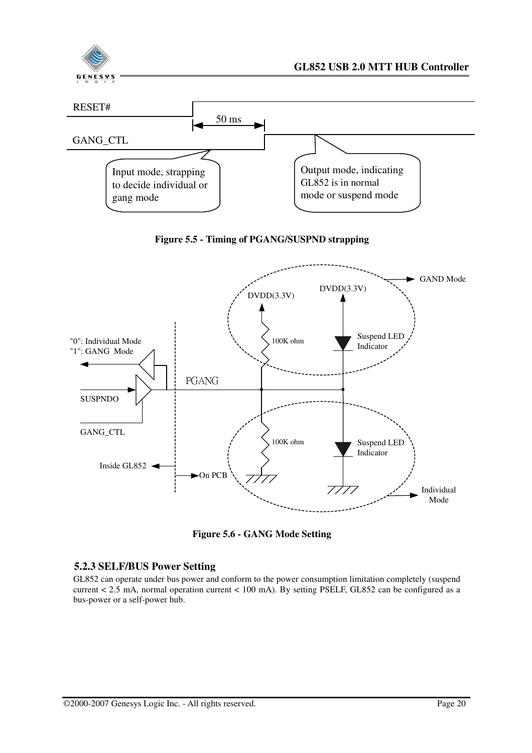Figure 5.5 - Timing of PGANG/SUSPND strapping

Figure 5.6 - GANG Mode Setting

### 5.2.3 SELF/BUS Power Setting

GL852 can operate under bus power and conform to the power consumption limitation completely (suspend current < 2.5 mA, normal operation current < 100 mA). By setting PSELF, GL852 can be configured as a bus-power or a self-power hub.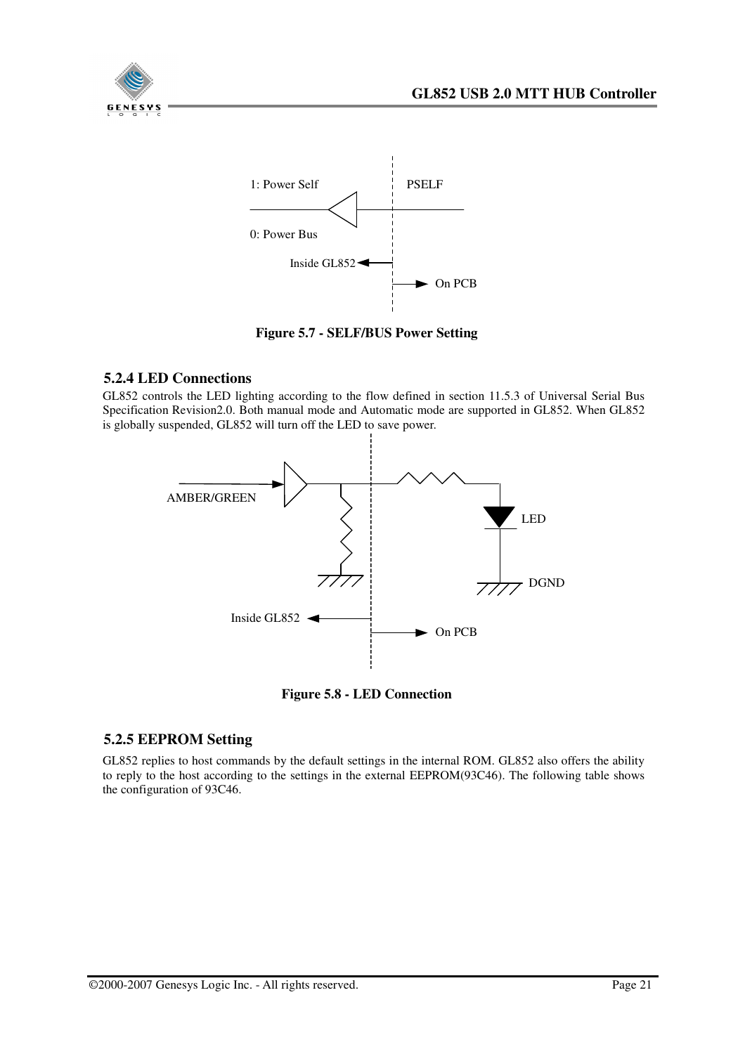1: Power Self

PSELF

0: Power Bus

Inside GL852

On PCB

**Figure 5.7 - SELF/BUS Power Setting**

### 5.2.4 LED Connections

GL852 controls the LED lighting according to the flow defined in section 11.5.3 of Universal Serial Bus Specification Revision2.0. Both manual mode and Automatic mode are supported in GL852. When GL852 is globally suspended, GL852 will turn off the LED to save power.

AMBER/GREEN

LED

DGND

Inside GL852

On PCB

**Figure 5.8 - LED Connection**

### 5.2.5 EEPROM Setting

GL852 replies to host commands by the default settings in the internal ROM. GL852 also offers the ability to reply to the host according to the settings in the external EEPROM(93C46). The following table shows the configuration of 93C46.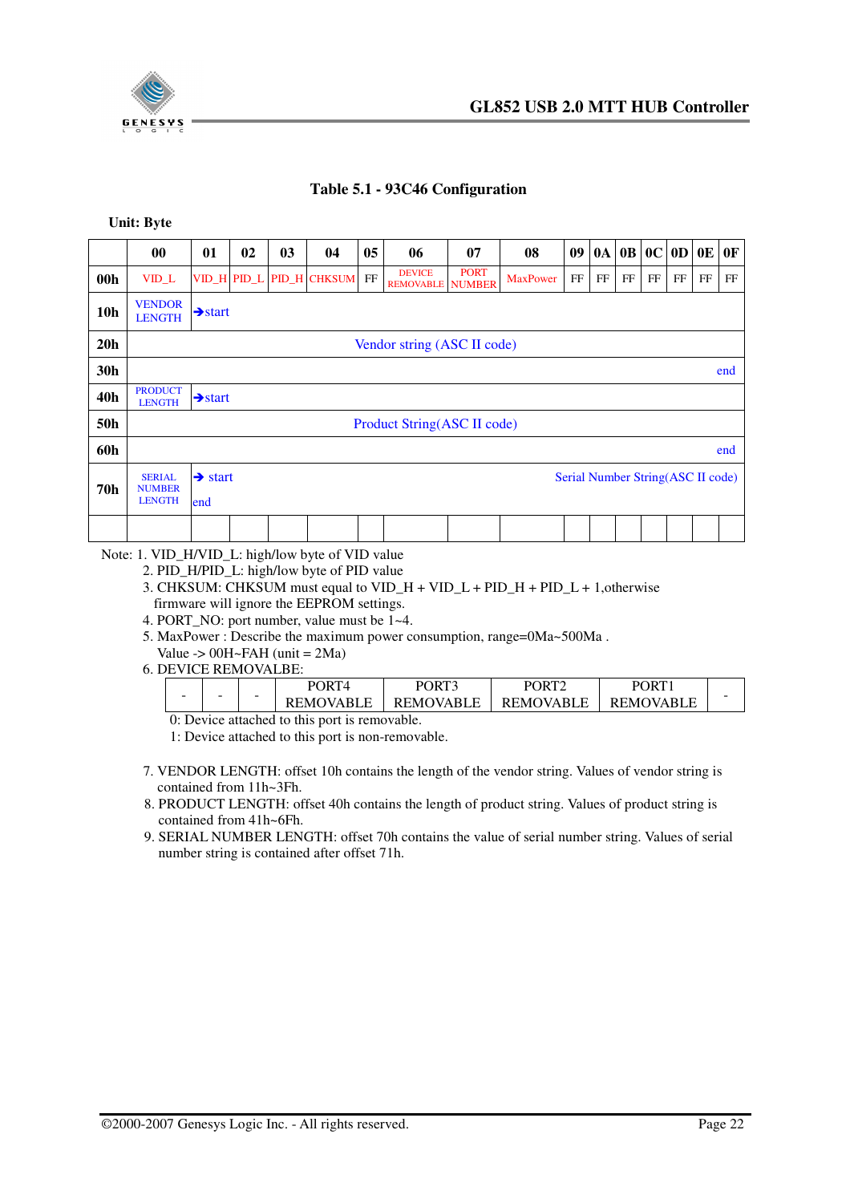**Table 5.1 - 93C46 Configuration**

**Unit: Byte**

| | 00 | 01 | 02 | 03 | 04 | 05 | 06 | 07 | 08 | 09 | 0A | 0B | 0C | 0D | 0E | 0F |
|---|---|---|---|---|---|---|---|---|---|---|---|---|---|---|---|---|
| **00h** | VID_L | VID_H | PID_L | PID_H | CHKSUM | FF | DEVICE REMOVABLE | PORT NUMBER | MaxPower | FF | FF | FF | FF | FF | FF | FF |
| **10h** | VENDOR LENGTH | →start | | | | | | | | | | | | | | |
| **20h** | Vendor string (ASC II code) | | | | | | | | | | | | | | | |
| **30h** | | | | | | | | | | | | | | | | end |
| **40h** | PRODUCT LENGTH | →start | | | | | | | | | | | | | | |
| **50h** | Product String(ASC II code) | | | | | | | | | | | | | | | |
| **60h** | | | | | | | | | | | | | | | | end |
| **70h** | SERIAL NUMBER LENGTH | → start<br>end | | | | | | | | Serial Number String(ASC II code) | | | | | | |
| | | | | | | | | | | | | | | | | |

Note: 1. VID_H/VID_L: high/low byte of VID value

2. PID_H/PID_L: high/low byte of PID value
3. CHKSUM: CHKSUM must equal to VID_H + VID_L + PID_H + PID_L + 1,otherwise firmware will ignore the EEPROM settings.
4. PORT_NO: port number, value must be 1~4.
5. MaxPower : Describe the maximum power consumption, range=0Ma~500Ma .
   Value -> 00H~FAH (unit = 2Ma)
6. DEVICE REMOVALBE:

| - | - | - | PORT4 REMOVABLE | PORT3 REMOVABLE | PORT2 REMOVABLE | PORT1 REMOVABLE | - |
|---|---|---|---|---|---|---|---|

   0: Device attached to this port is removable.
   1: Device attached to this port is non-removable.

7. VENDOR LENGTH: offset 10h contains the length of the vendor string. Values of vendor string is contained from 11h~3Fh.
8. PRODUCT LENGTH: offset 40h contains the length of product string. Values of product string is contained from 41h~6Fh.
9. SERIAL NUMBER LENGTH: offset 70h contains the value of serial number string. Values of serial number string is contained after offset 71h.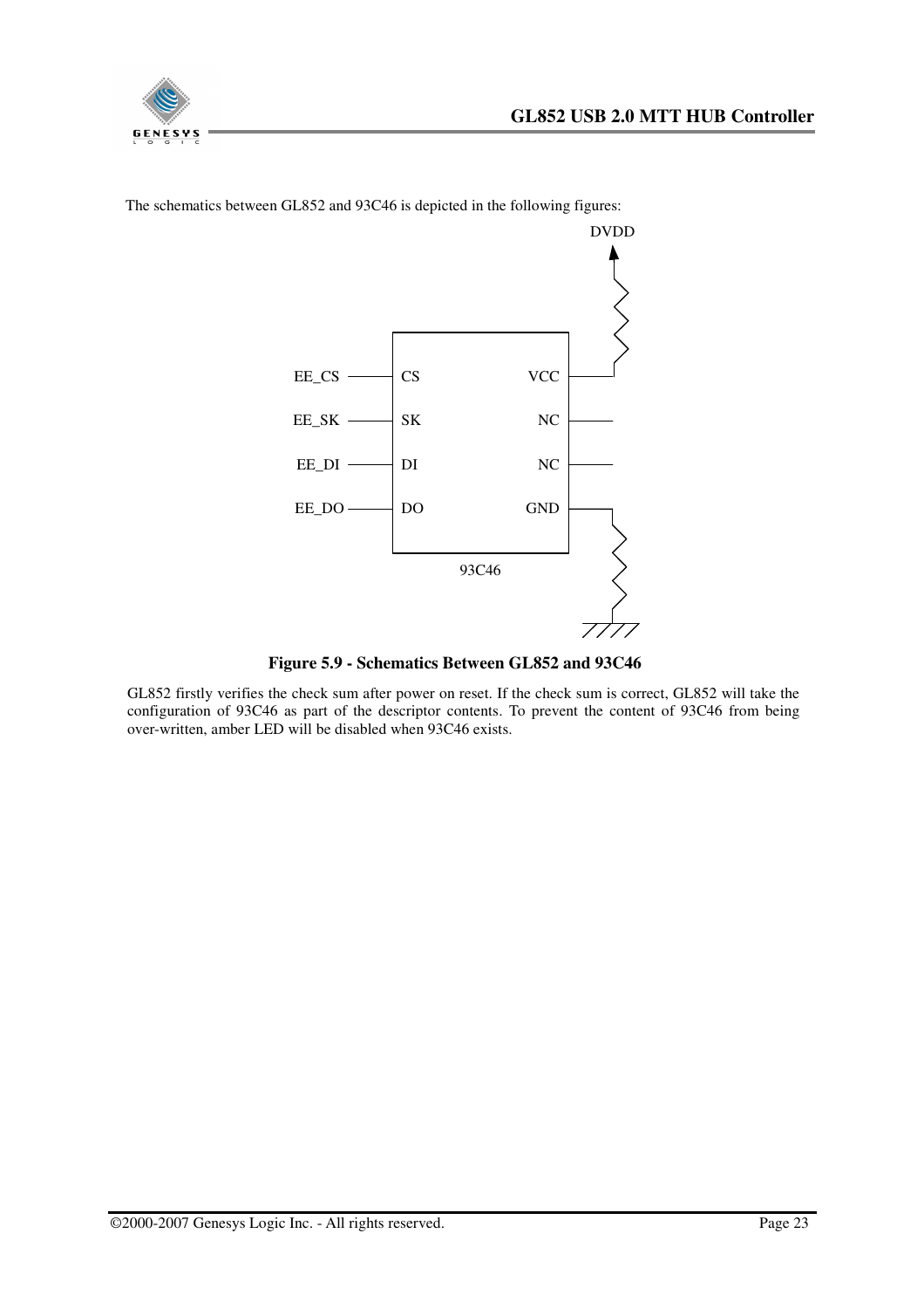The schematics between GL852 and 93C46 is depicted in the following figures:

**Figure 5.9 - Schematics Between GL852 and 93C46**

GL852 firstly verifies the check sum after power on reset. If the check sum is correct, GL852 will take the configuration of 93C46 as part of the descriptor contents. To prevent the content of 93C46 from being over-written, amber LED will be disabled when 93C46 exists.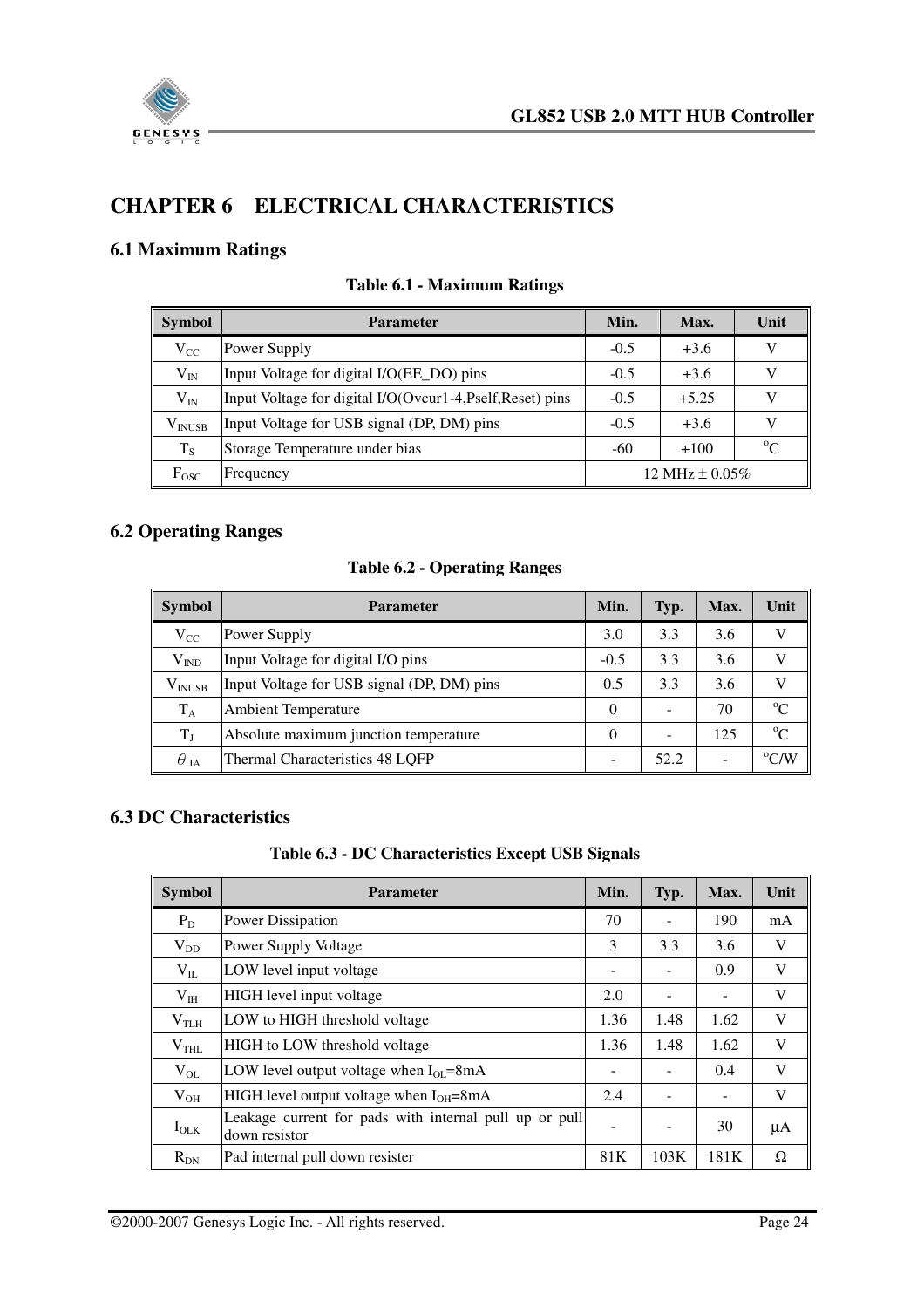# CHAPTER 6 ELECTRICAL CHARACTERISTICS

## 6.1 Maximum Ratings

**Table 6.1 - Maximum Ratings**

| Symbol | Parameter | Min. | Max. | Unit |
|---|---|---|---|---|
| $V_{CC}$ | Power Supply | -0.5 | +3.6 | V |
| $V_{IN}$ | Input Voltage for digital I/O(EE_DO) pins | -0.5 | +3.6 | V |
| $V_{IN}$ | Input Voltage for digital I/O(Ovcur1-4,Pself,Reset) pins | -0.5 | +5.25 | V |
| $V_{INUSB}$ | Input Voltage for USB signal (DP, DM) pins | -0.5 | +3.6 | V |
| $T_S$ | Storage Temperature under bias | -60 | +100 | $^oC$ |
| $F_{OSC}$ | Frequency | 12 MHz ± 0.05% | | |

## 6.2 Operating Ranges

**Table 6.2 - Operating Ranges**

| Symbol | Parameter | Min. | Typ. | Max. | Unit |
|---|---|---|---|---|---|
| $V_{CC}$ | Power Supply | 3.0 | 3.3 | 3.6 | V |
| $V_{IND}$ | Input Voltage for digital I/O pins | -0.5 | 3.3 | 3.6 | V |
| $V_{INUSB}$ | Input Voltage for USB signal (DP, DM) pins | 0.5 | 3.3 | 3.6 | V |
| $T_A$ | Ambient Temperature | 0 | - | 70 | $^oC$ |
| $T_J$ | Absolute maximum junction temperature | 0 | - | 125 | $^oC$ |
| $\theta_{JA}$ | Thermal Characteristics 48 LQFP | - | 52.2 | - | $^oC/W$ |

## 6.3 DC Characteristics

**Table 6.3 - DC Characteristics Except USB Signals**

| Symbol | Parameter | Min. | Typ. | Max. | Unit |
|---|---|---|---|---|---|
| $P_D$ | Power Dissipation | 70 | - | 190 | mA |
| $V_{DD}$ | Power Supply Voltage | 3 | 3.3 | 3.6 | V |
| $V_{IL}$ | LOW level input voltage | - | - | 0.9 | V |
| $V_{IH}$ | HIGH level input voltage | 2.0 | - | - | V |
| $V_{TLH}$ | LOW to HIGH threshold voltage | 1.36 | 1.48 | 1.62 | V |
| $V_{THL}$ | HIGH to LOW threshold voltage | 1.36 | 1.48 | 1.62 | V |
| $V_{OL}$ | LOW level output voltage when $I_{OL}$=8mA | - | - | 0.4 | V |
| $V_{OH}$ | HIGH level output voltage when $I_{OH}$=8mA | 2.4 | - | - | V |
| $I_{OLK}$ | Leakage current for pads with internal pull up or pull down resistor | - | - | 30 | μA |
| $R_{DN}$ | Pad internal pull down resister | 81K | 103K | 181K | Ω |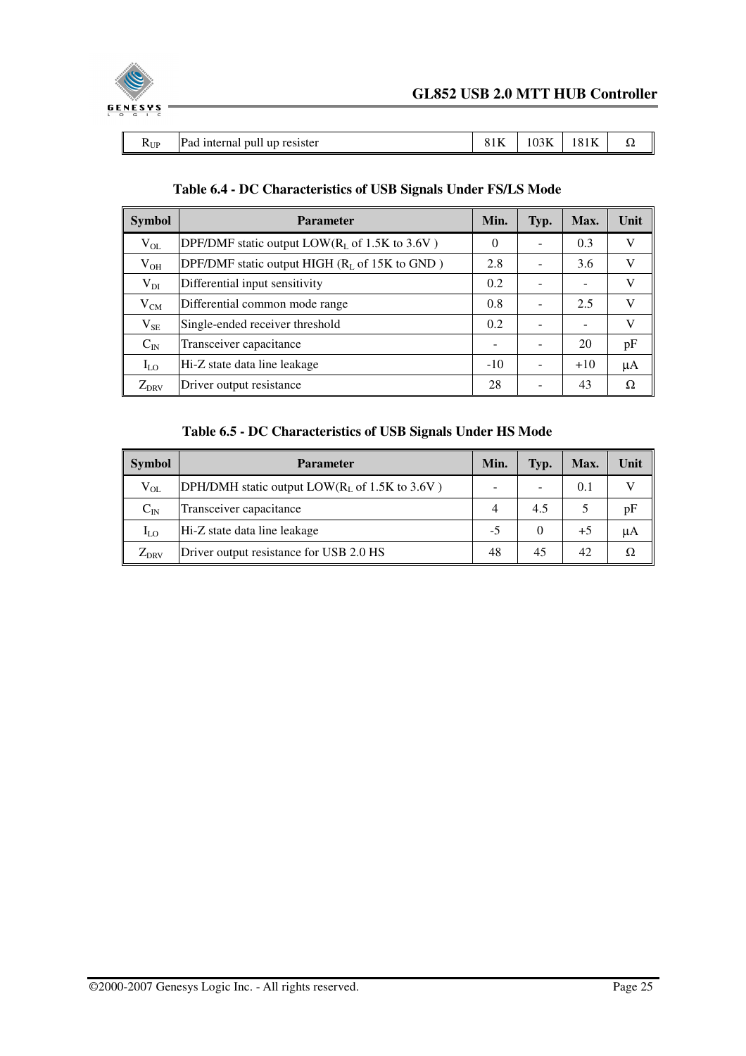| $R_{UP}$ | Pad internal pull up resister | 81K | 103K | 181K | Ω |
|---|---|---|---|---|---|

**Table 6.4 - DC Characteristics of USB Signals Under FS/LS Mode**

| Symbol | Parameter | Min. | Typ. | Max. | Unit |
|---|---|---|---|---|---|
| $V_{OL}$ | DPF/DMF static output LOW($R_L$ of 1.5K to 3.6V ) | 0 | - | 0.3 | V |
| $V_{OH}$ | DPF/DMF static output HIGH ($R_L$ of 15K to GND ) | 2.8 | - | 3.6 | V |
| $V_{DI}$ | Differential input sensitivity | 0.2 | - | - | V |
| $V_{CM}$ | Differential common mode range | 0.8 | - | 2.5 | V |
| $V_{SE}$ | Single-ended receiver threshold | 0.2 | - | - | V |
| $C_{IN}$ | Transceiver capacitance | - | - | 20 | pF |
| $I_{LO}$ | Hi-Z state data line leakage | -10 | - | +10 | μA |
| $Z_{DRV}$ | Driver output resistance | 28 | - | 43 | Ω |

**Table 6.5 - DC Characteristics of USB Signals Under HS Mode**

| Symbol | Parameter | Min. | Typ. | Max. | Unit |
|---|---|---|---|---|---|
| $V_{OL}$ | DPH/DMH static output LOW($R_L$ of 1.5K to 3.6V ) | - | - | 0.1 | V |
| $C_{IN}$ | Transceiver capacitance | 4 | 4.5 | 5 | pF |
| $I_{LO}$ | Hi-Z state data line leakage | -5 | 0 | +5 | μA |
| $Z_{DRV}$ | Driver output resistance for USB 2.0 HS | 48 | 45 | 42 | Ω |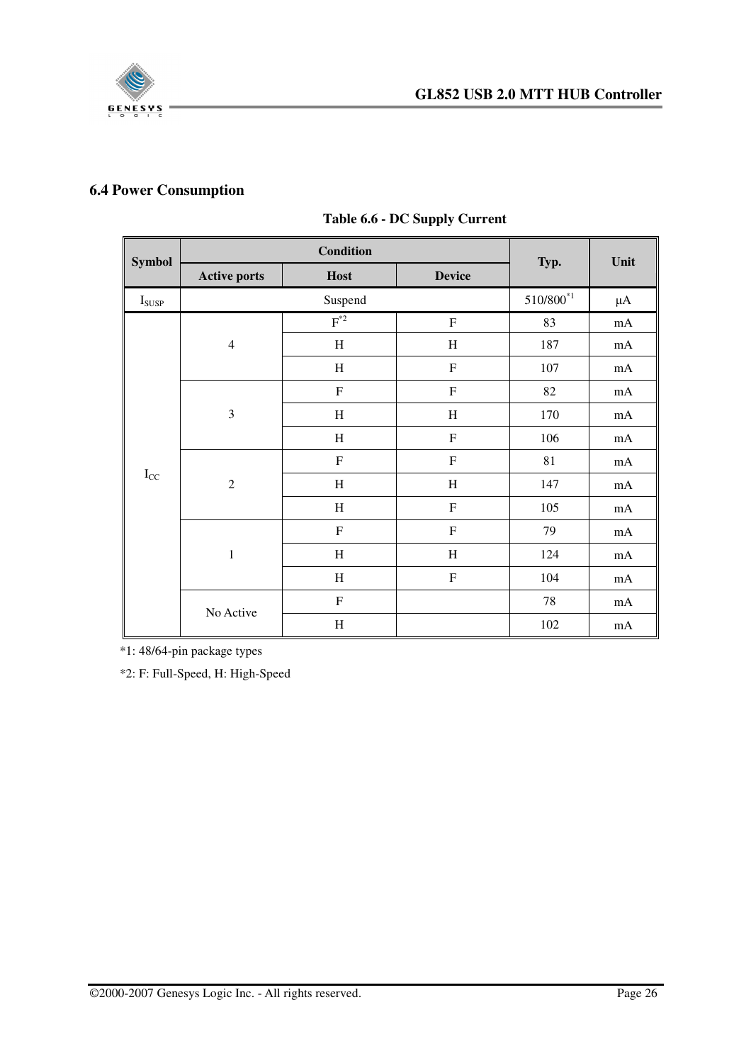## 6.4 Power Consumption

**Table 6.6 - DC Supply Current**

| Symbol | Condition | | | Typ. | Unit |
|---|---|---|---|---|---|
| | Active ports | Host | Device | | |
| $I_{SUSP}$ | Suspend | | | 510/800[*1] | μA |
| $I_{CC}$ | 4 | F[*2] | F | 83 | mA |
| | | H | H | 187 | mA |
| | | H | F | 107 | mA |
| | 3 | F | F | 82 | mA |
| | | H | H | 170 | mA |
| | | H | F | 106 | mA |
| | 2 | F | F | 81 | mA |
| | | H | H | 147 | mA |
| | | H | F | 105 | mA |
| | 1 | F | F | 79 | mA |
| | | H | H | 124 | mA |
| | | H | F | 104 | mA |
| | No Active | F | | 78 | mA |
| | | H | | 102 | mA |

*1: 48/64-pin package types

*2: F: Full-Speed, H: High-Speed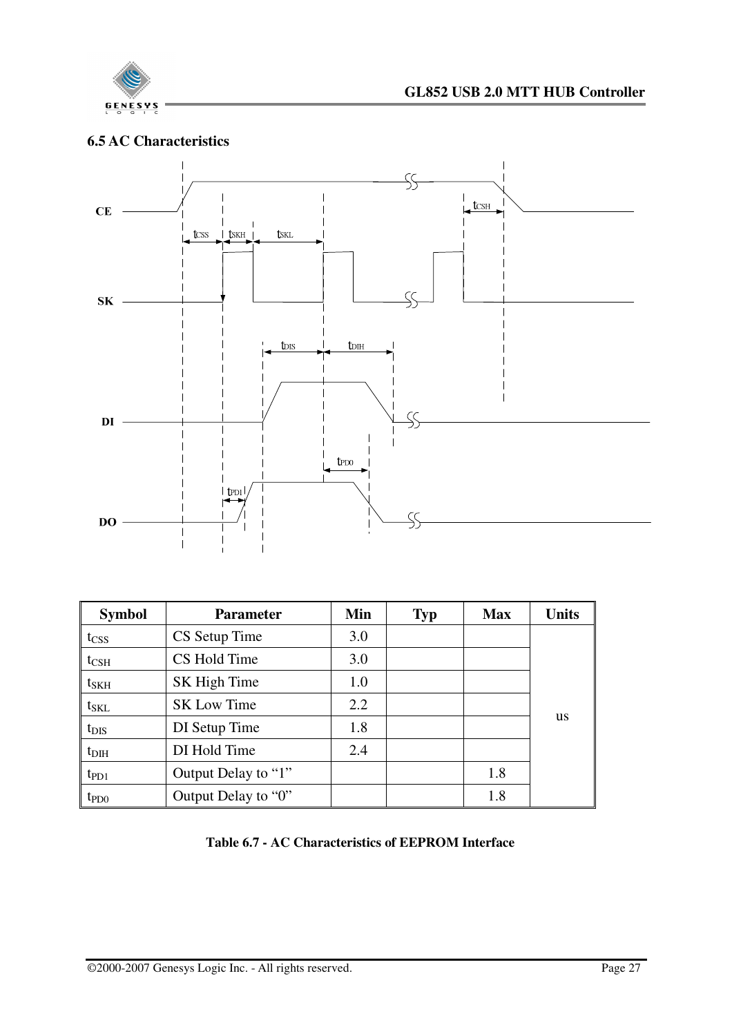## 6.5 AC Characteristics

| Symbol | Parameter | Min | Typ | Max | Units |
|---|---|---|---|---|---|
| $t_{CSS}$ | CS Setup Time | 3.0 | | | us |
| $t_{CSH}$ | CS Hold Time | 3.0 | | | |
| $t_{SKH}$ | SK High Time | 1.0 | | | |
| $t_{SKL}$ | SK Low Time | 2.2 | | | |
| $t_{DIS}$ | DI Setup Time | 1.8 | | | |
| $t_{DIH}$ | DI Hold Time | 2.4 | | | |
| $t_{PD1}$ | Output Delay to "1" | | | 1.8 | |
| $t_{PD0}$ | Output Delay to "0" | | | 1.8 | |

**Table 6.7 - AC Characteristics of EEPROM Interface**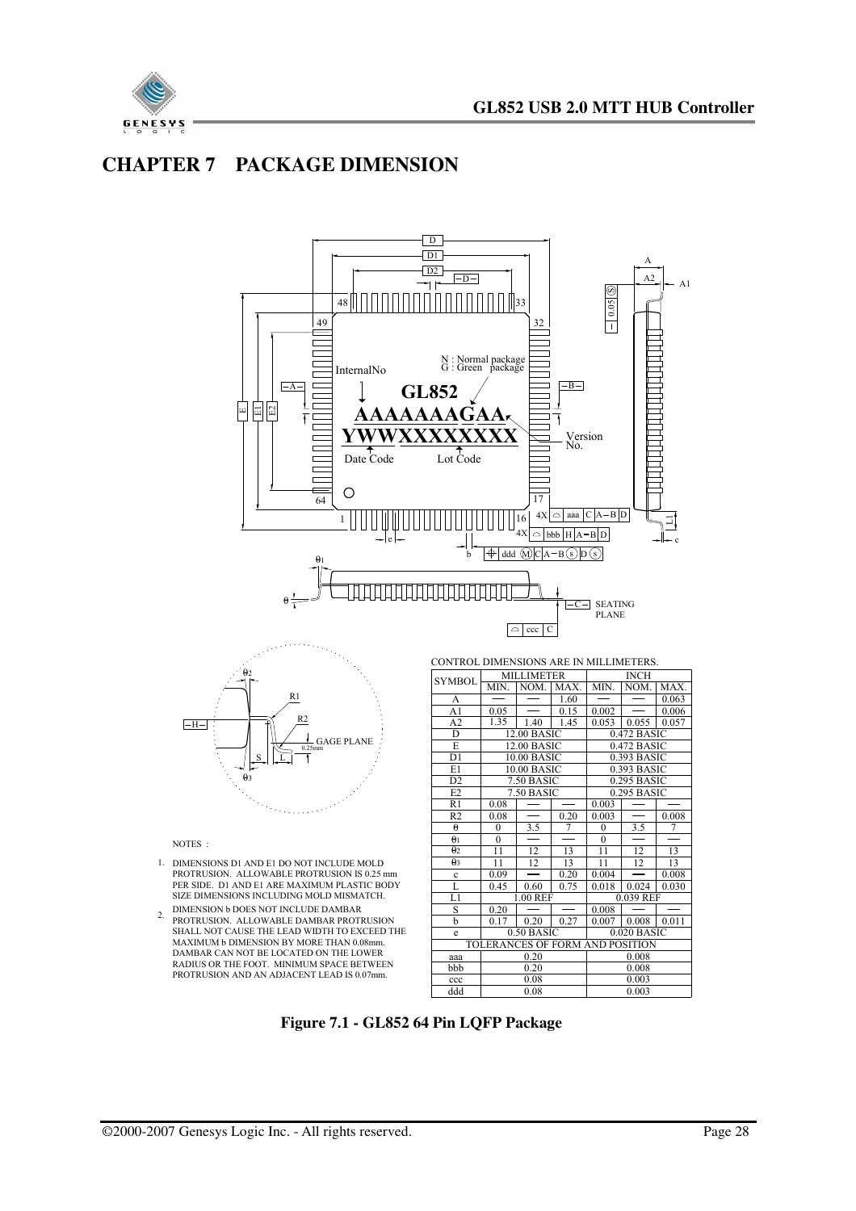# CHAPTER 7 PACKAGE DIMENSION

CONTROL DIMENSIONS ARE IN MILLIMETERS.

| SYMBOL | MILLIMETER | | | INCH | | |
|---|---|---|---|---|---|---|
| | MIN. | NOM. | MAX. | MIN. | NOM. | MAX. |
| A | — | — | 1.60 | — | — | 0.063 |
| A1 | 0.05 | — | 0.15 | 0.002 | — | 0.006 |
| A2 | 1.35 | 1.40 | 1.45 | 0.053 | 0.055 | 0.057 |
| D | 12.00 BASIC | | | 0.472 BASIC | | |
| E | 12.00 BASIC | | | 0.472 BASIC | | |
| D1 | 10.00 BASIC | | | 0.393 BASIC | | |
| E1 | 10.00 BASIC | | | 0.393 BASIC | | |
| D2 | 7.50 BASIC | | | 0.295 BASIC | | |
| E2 | 7.50 BASIC | | | 0.295 BASIC | | |
| R1 | 0.08 | — | — | 0.003 | — | — |
| R2 | 0.08 | — | 0.20 | 0.003 | — | 0.008 |
| $\theta$ | 0 | 3.5 | 7 | 0 | 3.5 | 7 |
| $\theta_1$ | 0 | — | — | 0 | — | — |
| $\theta_2$ | 11 | 12 | 13 | 11 | 12 | 13 |
| $\theta_3$ | 11 | 12 | 13 | 11 | 12 | 13 |
| c | 0.09 | — | 0.20 | 0.004 | — | 0.008 |
| L | 0.45 | 0.60 | 0.75 | 0.018 | 0.024 | 0.030 |
| L1 | 1.00 REF | | | 0.039 REF | | |
| S | 0.20 | — | — | 0.008 | — | — |
| b | 0.17 | 0.20 | 0.27 | 0.007 | 0.008 | 0.011 |
| e | 0.50 BASIC | | | 0.020 BASIC | | |
| TOLERANCES OF FORM AND POSITION | | | | | | |
| aaa | 0.20 | | | 0.008 | | |
| bbb | 0.20 | | | 0.008 | | |
| ccc | 0.08 | | | 0.003 | | |
| ddd | 0.08 | | | 0.003 | | |

NOTES :

1. DIMENSIONS D1 AND E1 DO NOT INCLUDE MOLD PROTRUSION. ALLOWABLE PROTRUSION IS 0.25 mm PER SIDE. D1 AND E1 ARE MAXIMUM PLASTIC BODY SIZE DIMENSIONS INCLUDING MOLD MISMATCH.
2. DIMENSION b DOES NOT INCLUDE DAMBAR PROTRUSION. ALLOWABLE DAMBAR PROTRUSION SHALL NOT CAUSE THE LEAD WIDTH TO EXCEED THE MAXIMUM b DIMENSION BY MORE THAN 0.08mm. DAMBAR CAN NOT BE LOCATED ON THE LOWER RADIUS OR THE FOOT. MINIMUM SPACE BETWEEN PROTRUSION AND AN ADJACENT LEAD IS 0.07mm.

**Figure 7.1 - GL852 64 Pin LQFP Package**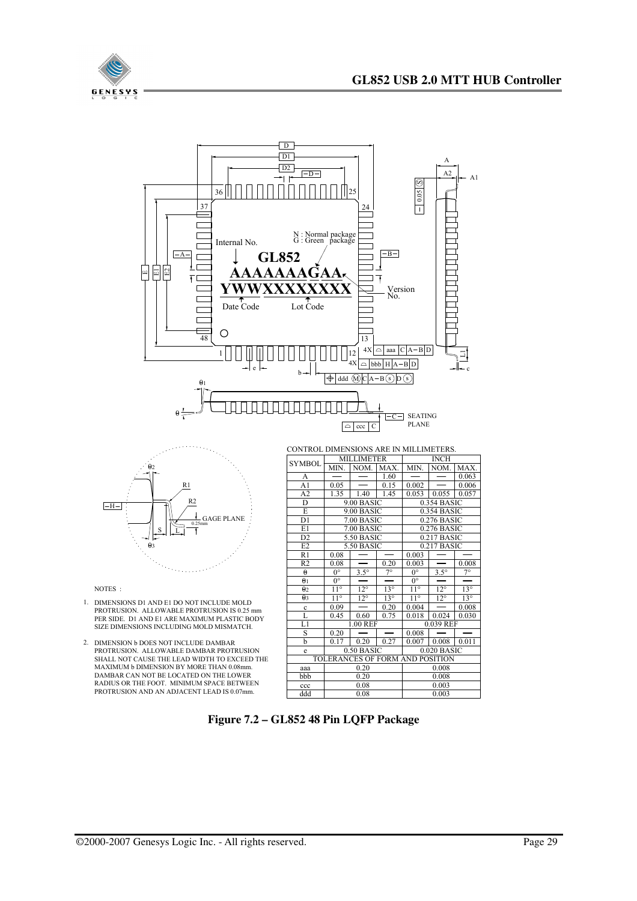CONTROL DIMENSIONS ARE IN MILLIMETERS.

| SYMBOL | MILLIMETER | | | INCH | | |
|---|---|---|---|---|---|---|
| | MIN. | NOM. | MAX. | MIN. | NOM. | MAX. |
| A | — | — | 1.60 | — | — | 0.063 |
| A1 | 0.05 | — | 0.15 | 0.002 | — | 0.006 |
| A2 | 1.35 | 1.40 | 1.45 | 0.053 | 0.055 | 0.057 |
| D | 9.00 BASIC | | | 0.354 BASIC | | |
| E | 9.00 BASIC | | | 0.354 BASIC | | |
| D1 | 7.00 BASIC | | | 0.276 BASIC | | |
| E1 | 7.00 BASIC | | | 0.276 BASIC | | |
| D2 | 5.50 BASIC | | | 0.217 BASIC | | |
| E2 | 5.50 BASIC | | | 0.217 BASIC | | |
| R1 | 0.08 | — | — | 0.003 | — | — |
| R2 | 0.08 | — | 0.20 | 0.003 | — | 0.008 |
| θ | 0° | 3.5° | 7° | 0° | 3.5° | 7° |
| θ1 | 0° | — | — | 0° | — | — |
| θ2 | 11° | 12° | 13° | 11° | 12° | 13° |
| θ3 | 11° | 12° | 13° | 11° | 12° | 13° |
| c | 0.09 | — | 0.20 | 0.004 | — | 0.008 |
| L | 0.45 | 0.60 | 0.75 | 0.018 | 0.024 | 0.030 |
| L1 | 1.00 REF | | | 0.039 REF | | |
| S | 0.20 | — | — | 0.008 | — | — |
| b | 0.17 | 0.20 | 0.27 | 0.007 | 0.008 | 0.011 |
| e | 0.50 BASIC | | | 0.020 BASIC | | |
| TOLERANCES OF FORM AND POSITION | | | | | | |
| aaa | 0.20 | | | 0.008 | | |
| bbb | 0.20 | | | 0.008 | | |
| ccc | 0.08 | | | 0.003 | | |
| ddd | 0.08 | | | 0.003 | | |

NOTES :

1. DIMENSIONS D1 AND E1 DO NOT INCLUDE MOLD PROTRUSION. ALLOWABLE PROTRUSION IS 0.25 mm PER SIDE. D1 AND E1 ARE MAXIMUM PLASTIC BODY SIZE DIMENSIONS INCLUDING MOLD MISMATCH.
2. DIMENSION b DOES NOT INCLUDE DAMBAR PROTRUSION. ALLOWABLE DAMBAR PROTRUSION SHALL NOT CAUSE THE LEAD WIDTH TO EXCEED THE MAXIMUM b DIMENSION BY MORE THAN 0.08mm. DAMBAR CAN NOT BE LOCATED ON THE LOWER RADIUS OR THE FOOT. MINIMUM SPACE BETWEEN PROTRUSION AND AN ADJACENT LEAD IS 0.07mm.

**Figure 7.2 – GL852 48 Pin LQFP Package**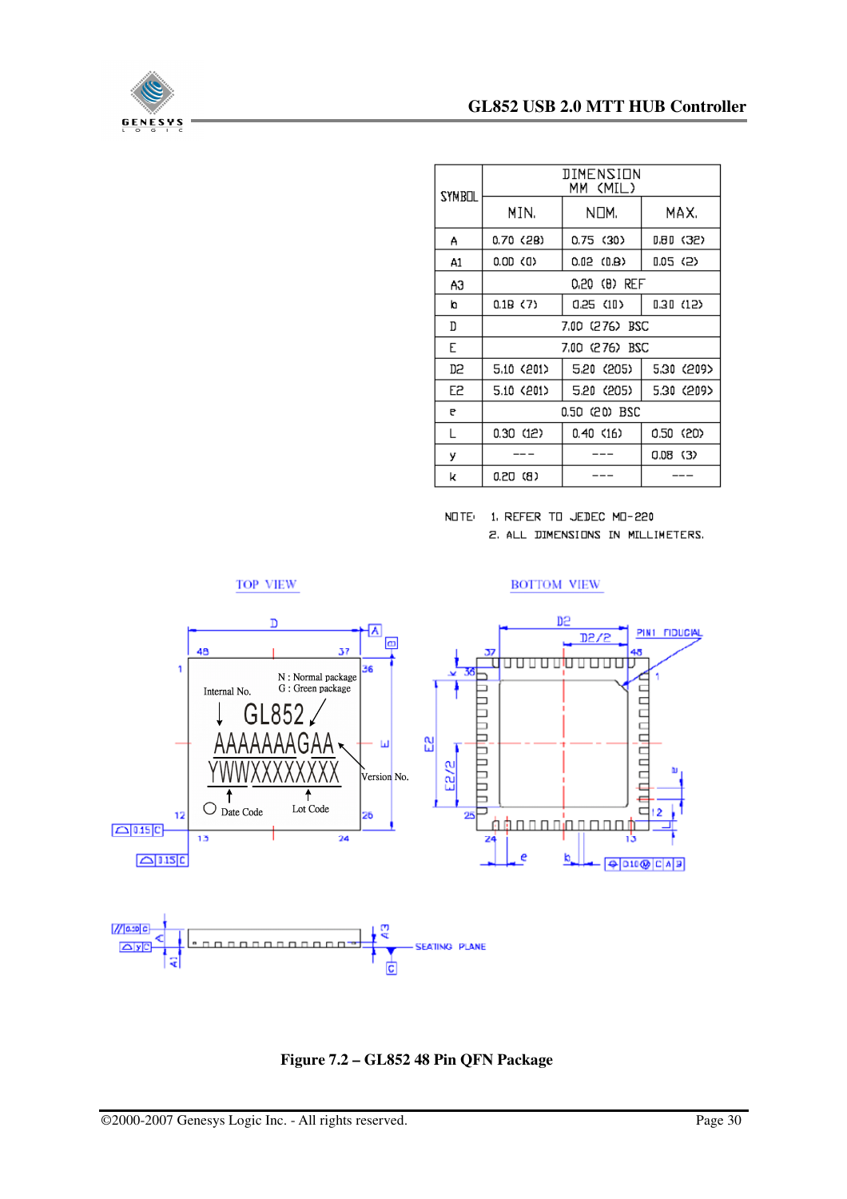| SYMBOL | DIMENSION MM (MIL) | | |
|---|---|---|---|
| | MIN. | NOM. | MAX. |
| A | 0.70 (28) | 0.75 (30) | 0.80 (32) |
| A1 | 0.00 (0) | 0.02 (0.8) | 0.05 (2) |
| A3 | 0.20 (8) REF | | |
| b | 0.18 (7) | 0.25 (10) | 0.30 (12) |
| D | 7.00 (276) BSC | | |
| E | 7.00 (276) BSC | | |
| D2 | 5.10 (201) | 5.20 (205) | 5.30 (209) |
| E2 | 5.10 (201) | 5.20 (205) | 5.30 (209) |
| e | 0.50 (20) BSC | | |
| L | 0.30 (12) | 0.40 (16) | 0.50 (20) |
| y | --- | --- | 0.08 (3) |
| k | 0.20 (8) | --- | --- |

NOTE: 1. REFER TO JEDEC MO-220
2. ALL DIMENSIONS IN MILLIMETERS.

TOP VIEW

BOTTOM VIEW

Internal No. — GL852 — N : Normal package, G : Green package
AAAAAAAGAA — Version No.
YWWXXXXXXXX — Date Code, Lot Code

**Figure 7.2 – GL852 48 Pin QFN Package**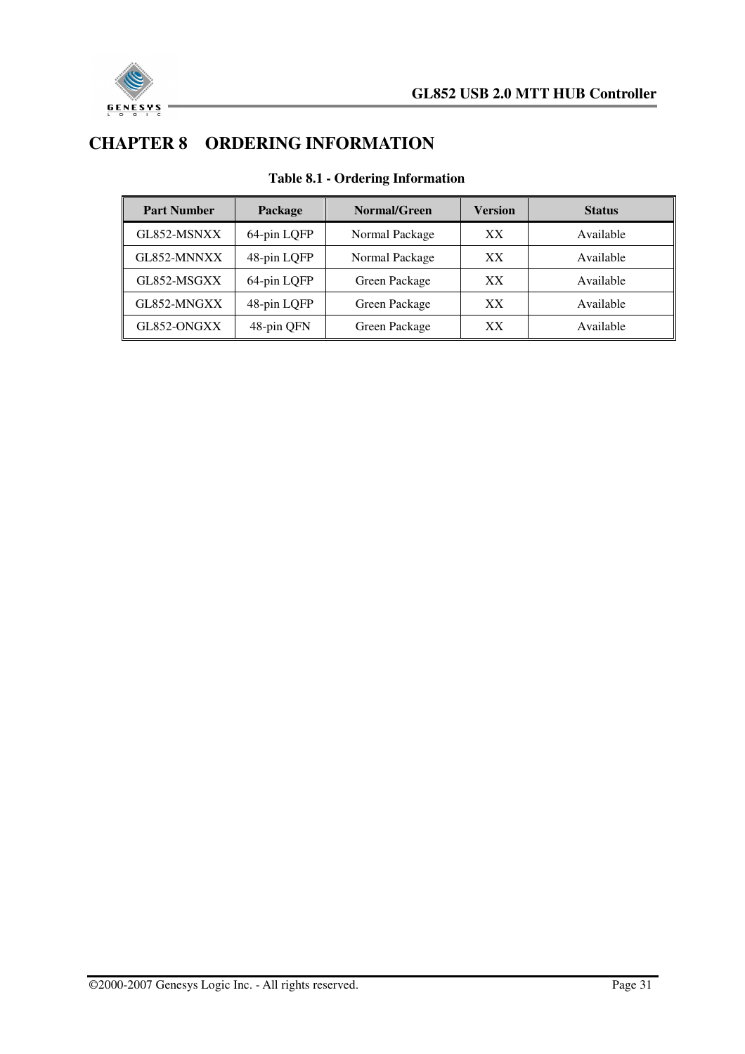# CHAPTER 8 ORDERING INFORMATION

**Table 8.1 - Ordering Information**

| Part Number | Package | Normal/Green | Version | Status |
|---|---|---|---|---|
| GL852-MSNXX | 64-pin LQFP | Normal Package | XX | Available |
| GL852-MNNXX | 48-pin LQFP | Normal Package | XX | Available |
| GL852-MSGXX | 64-pin LQFP | Green Package | XX | Available |
| GL852-MNGXX | 48-pin LQFP | Green Package | XX | Available |
| GL852-ONGXX | 48-pin QFN | Green Package | XX | Available |